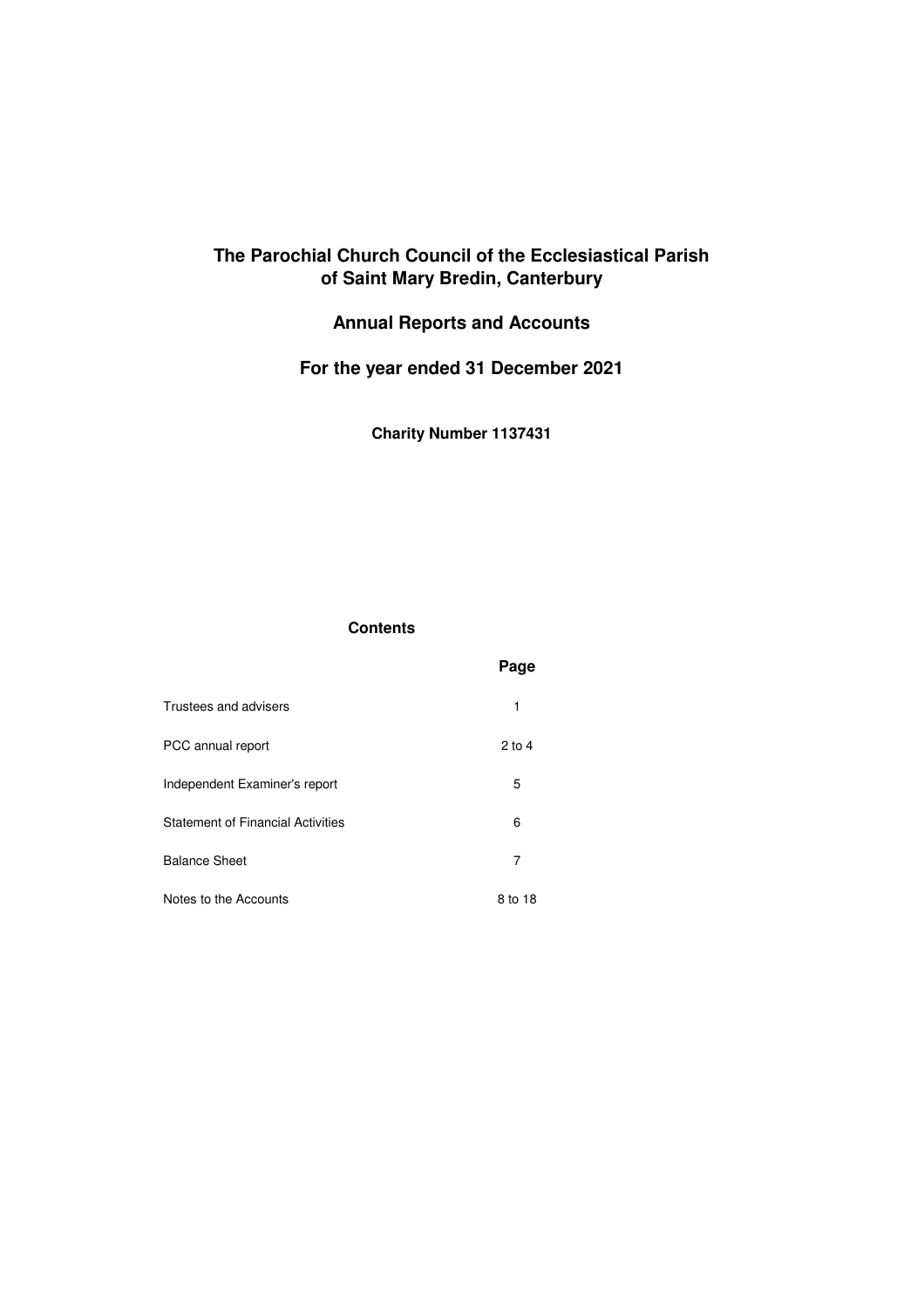# The Parochial Church Council of the Ecclesiastical Parish of Saint Mary Bredin, Canterbury

## Annual Reports and Accounts

## For the year ended 31 December 2021

**Charity Number 1137431**

### Contents

| | Page |
|---|---|
| Trustees and advisers | 1 |
| PCC annual report | 2 to 4 |
| Independent Examiner's report | 5 |
| Statement of Financial Activities | 6 |
| Balance Sheet | 7 |
| Notes to the Accounts | 8 to 18 |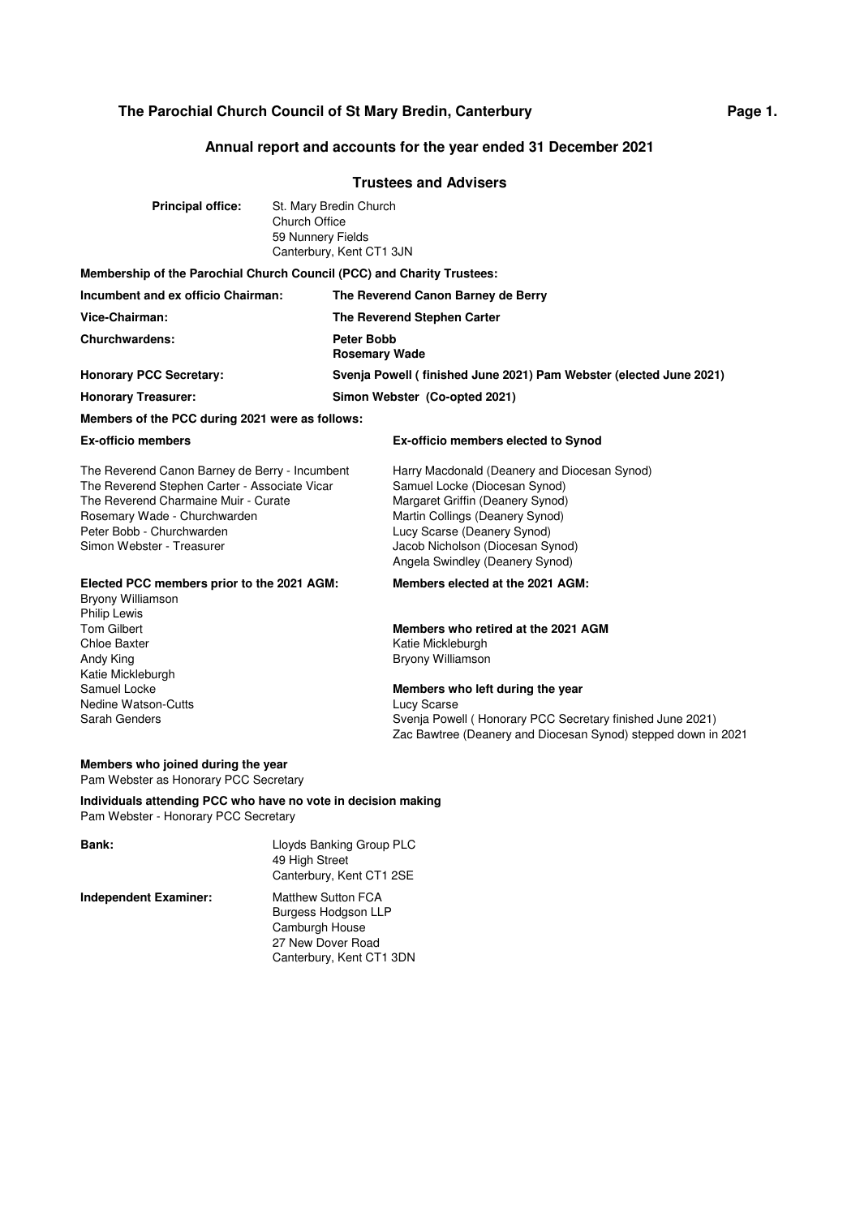# The Parochial Church Council of St Mary Bredin, Canterbury

## Annual report and accounts for the year ended 31 December 2021

### Trustees and Advisers

**Principal office:** St. Mary Bredin Church
Church Office
59 Nunnery Fields
Canterbury, Kent CT1 3JN

**Membership of the Parochial Church Council (PCC) and Charity Trustees:**

| | |
|---|---|
| **Incumbent and ex officio Chairman:** | **The Reverend Canon Barney de Berry** |
| **Vice-Chairman:** | **The Reverend Stephen Carter** |
| **Churchwardens:** | **Peter Bobb**<br>**Rosemary Wade** |
| **Honorary PCC Secretary:** | **Svenja Powell ( finished June 2021) Pam Webster (elected June 2021)** |
| **Honorary Treasurer:** | **Simon Webster (Co-opted 2021)** |

**Members of the PCC during 2021 were as follows:**

**Ex-officio members**

The Reverend Canon Barney de Berry - Incumbent
The Reverend Stephen Carter - Associate Vicar
The Reverend Charmaine Muir - Curate
Rosemary Wade - Churchwarden
Peter Bobb - Churchwarden
Simon Webster - Treasurer

**Ex-officio members elected to Synod**

Harry Macdonald (Deanery and Diocesan Synod)
Samuel Locke (Diocesan Synod)
Margaret Griffin (Deanery Synod)
Martin Collings (Deanery Synod)
Lucy Scarse (Deanery Synod)
Jacob Nicholson (Diocesan Synod)
Angela Swindley (Deanery Synod)

**Elected PCC members prior to the 2021 AGM:**

Bryony Williamson
Philip Lewis
Tom Gilbert
Chloe Baxter
Andy King
Katie Mickleburgh
Samuel Locke
Nedine Watson-Cutts
Sarah Genders

**Members elected at the 2021 AGM:**

**Members who retired at the 2021 AGM**

Katie Mickleburgh
Bryony Williamson

**Members who left during the year**

Lucy Scarse
Svenja Powell ( Honorary PCC Secretary finished June 2021)
Zac Bawtree (Deanery and Diocesan Synod) stepped down in 2021

**Members who joined during the year**

Pam Webster as Honorary PCC Secretary

**Individuals attending PCC who have no vote in decision making**

Pam Webster - Honorary PCC Secretary

**Bank:** Lloyds Banking Group PLC
49 High Street
Canterbury, Kent CT1 2SE

**Independent Examiner:** Matthew Sutton FCA
Burgess Hodgson LLP
Camburgh House
27 New Dover Road
Canterbury, Kent CT1 3DN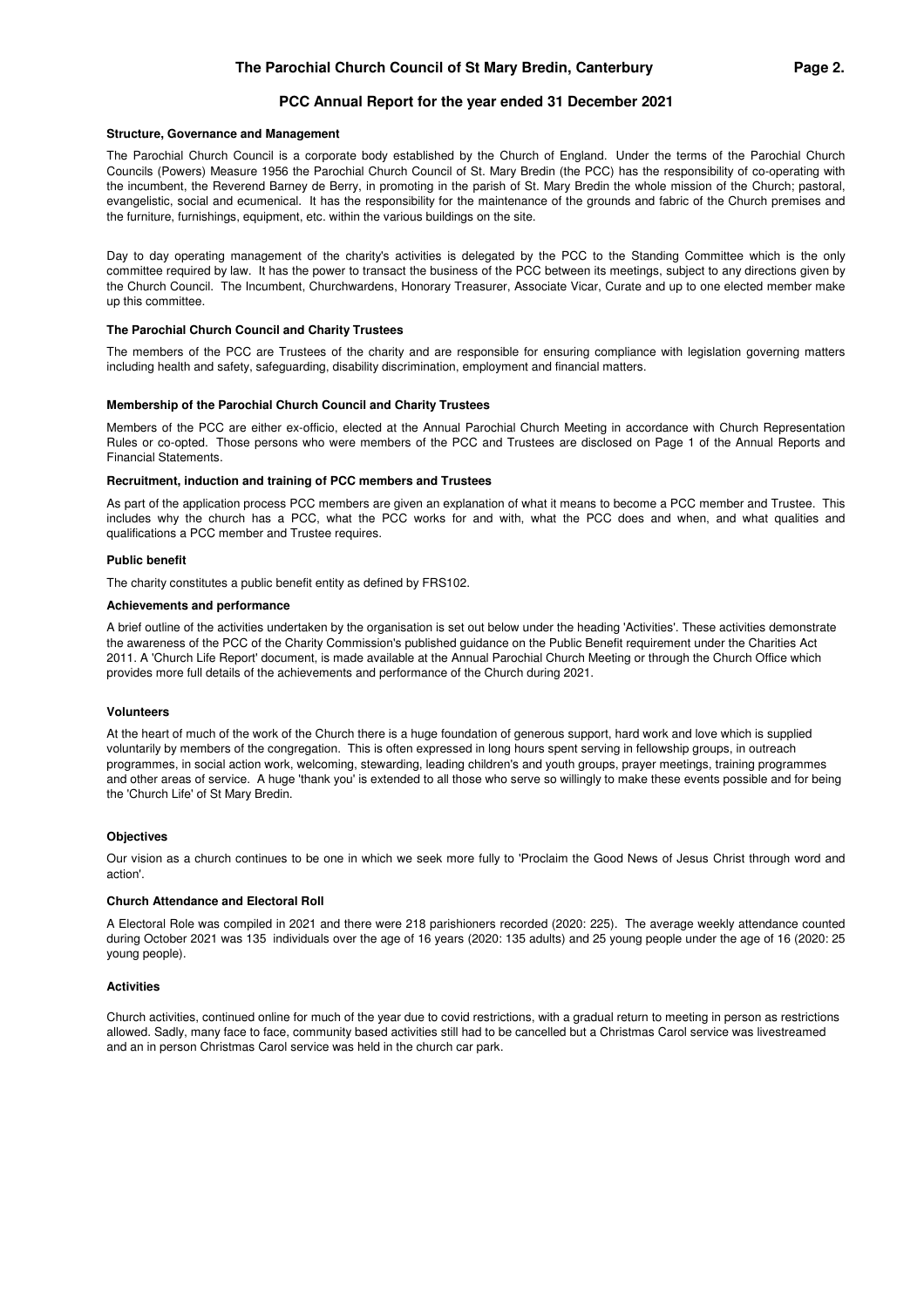## PCC Annual Report for the year ended 31 December 2021

### Structure, Governance and Management

The Parochial Church Council is a corporate body established by the Church of England. Under the terms of the Parochial Church Councils (Powers) Measure 1956 the Parochial Church Council of St. Mary Bredin (the PCC) has the responsibility of co-operating with the incumbent, the Reverend Barney de Berry, in promoting in the parish of St. Mary Bredin the whole mission of the Church; pastoral, evangelistic, social and ecumenical. It has the responsibility for the maintenance of the grounds and fabric of the Church premises and the furniture, furnishings, equipment, etc. within the various buildings on the site.

Day to day operating management of the charity's activities is delegated by the PCC to the Standing Committee which is the only committee required by law. It has the power to transact the business of the PCC between its meetings, subject to any directions given by the Church Council. The Incumbent, Churchwardens, Honorary Treasurer, Associate Vicar, Curate and up to one elected member make up this committee.

### The Parochial Church Council and Charity Trustees

The members of the PCC are Trustees of the charity and are responsible for ensuring compliance with legislation governing matters including health and safety, safeguarding, disability discrimination, employment and financial matters.

### Membership of the Parochial Church Council and Charity Trustees

Members of the PCC are either ex-officio, elected at the Annual Parochial Church Meeting in accordance with Church Representation Rules or co-opted. Those persons who were members of the PCC and Trustees are disclosed on Page 1 of the Annual Reports and Financial Statements.

### Recruitment, induction and training of PCC members and Trustees

As part of the application process PCC members are given an explanation of what it means to become a PCC member and Trustee. This includes why the church has a PCC, what the PCC works for and with, what the PCC does and when, and what qualities and qualifications a PCC member and Trustee requires.

### Public benefit

The charity constitutes a public benefit entity as defined by FRS102.

### Achievements and performance

A brief outline of the activities undertaken by the organisation is set out below under the heading 'Activities'. These activities demonstrate the awareness of the PCC of the Charity Commission's published guidance on the Public Benefit requirement under the Charities Act 2011. A 'Church Life Report' document, is made available at the Annual Parochial Church Meeting or through the Church Office which provides more full details of the achievements and performance of the Church during 2021.

### Volunteers

At the heart of much of the work of the Church there is a huge foundation of generous support, hard work and love which is supplied voluntarily by members of the congregation. This is often expressed in long hours spent serving in fellowship groups, in outreach programmes, in social action work, welcoming, stewarding, leading children's and youth groups, prayer meetings, training programmes and other areas of service. A huge 'thank you' is extended to all those who serve so willingly to make these events possible and for being the 'Church Life' of St Mary Bredin.

### Objectives

Our vision as a church continues to be one in which we seek more fully to 'Proclaim the Good News of Jesus Christ through word and action'.

### Church Attendance and Electoral Roll

A Electoral Role was compiled in 2021 and there were 218 parishioners recorded (2020: 225). The average weekly attendance counted during October 2021 was 135 individuals over the age of 16 years (2020: 135 adults) and 25 young people under the age of 16 (2020: 25 young people).

### Activities

Church activities, continued online for much of the year due to covid restrictions, with a gradual return to meeting in person as restrictions allowed. Sadly, many face to face, community based activities still had to be cancelled but a Christmas Carol service was livestreamed and an in person Christmas Carol service was held in the church car park.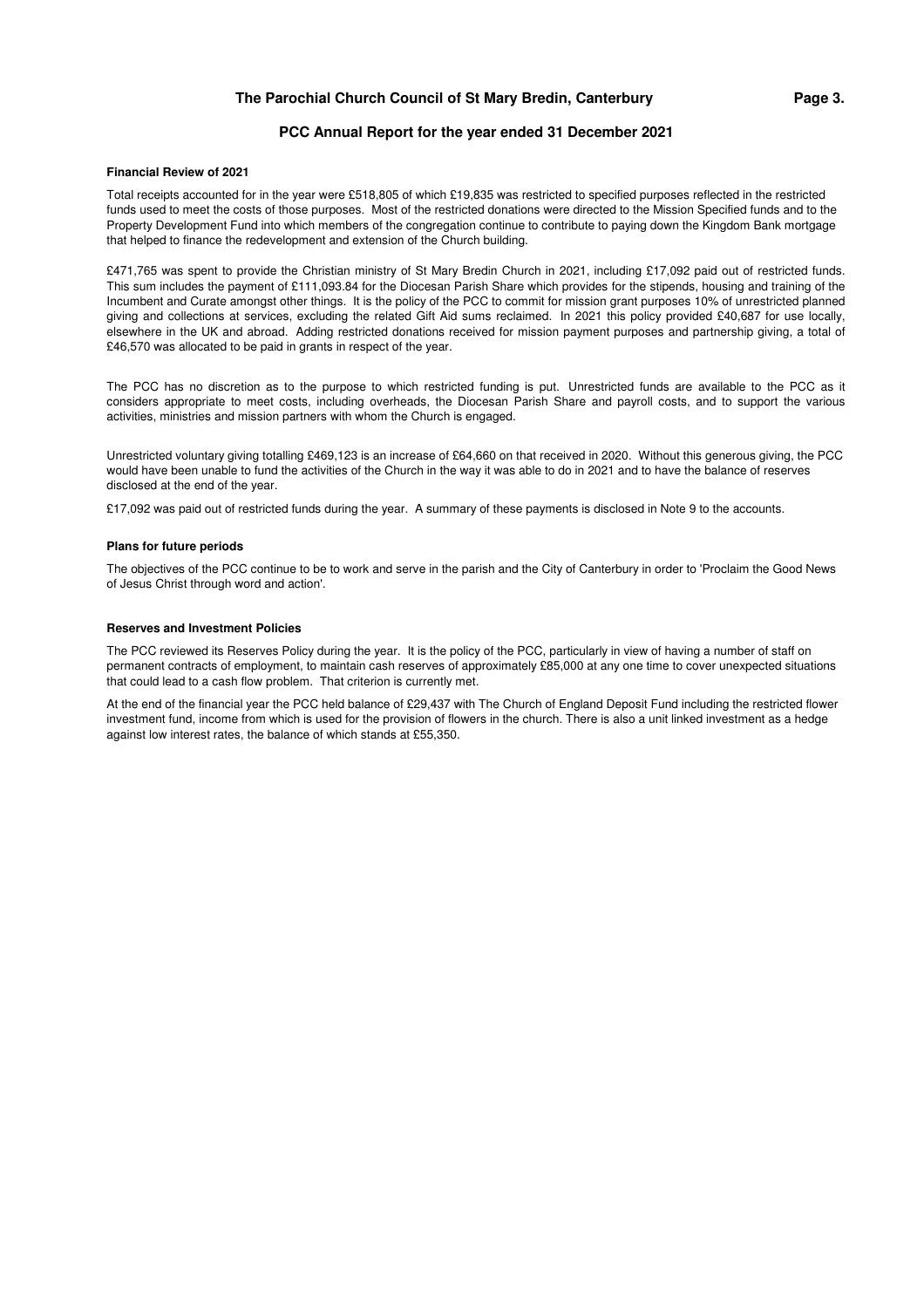# The Parochial Church Council of St Mary Bredin, Canterbury

## PCC Annual Report for the year ended 31 December 2021

### Financial Review of 2021

Total receipts accounted for in the year were £518,805 of which £19,835 was restricted to specified purposes reflected in the restricted funds used to meet the costs of those purposes. Most of the restricted donations were directed to the Mission Specified funds and to the Property Development Fund into which members of the congregation continue to contribute to paying down the Kingdom Bank mortgage that helped to finance the redevelopment and extension of the Church building.

£471,765 was spent to provide the Christian ministry of St Mary Bredin Church in 2021, including £17,092 paid out of restricted funds. This sum includes the payment of £111,093.84 for the Diocesan Parish Share which provides for the stipends, housing and training of the Incumbent and Curate amongst other things. It is the policy of the PCC to commit for mission grant purposes 10% of unrestricted planned giving and collections at services, excluding the related Gift Aid sums reclaimed. In 2021 this policy provided £40,687 for use locally, elsewhere in the UK and abroad. Adding restricted donations received for mission payment purposes and partnership giving, a total of £46,570 was allocated to be paid in grants in respect of the year.

The PCC has no discretion as to the purpose to which restricted funding is put. Unrestricted funds are available to the PCC as it considers appropriate to meet costs, including overheads, the Diocesan Parish Share and payroll costs, and to support the various activities, ministries and mission partners with whom the Church is engaged.

Unrestricted voluntary giving totalling £469,123 is an increase of £64,660 on that received in 2020. Without this generous giving, the PCC would have been unable to fund the activities of the Church in the way it was able to do in 2021 and to have the balance of reserves disclosed at the end of the year.

£17,092 was paid out of restricted funds during the year. A summary of these payments is disclosed in Note 9 to the accounts.

### Plans for future periods

The objectives of the PCC continue to be to work and serve in the parish and the City of Canterbury in order to 'Proclaim the Good News of Jesus Christ through word and action'.

### Reserves and Investment Policies

The PCC reviewed its Reserves Policy during the year. It is the policy of the PCC, particularly in view of having a number of staff on permanent contracts of employment, to maintain cash reserves of approximately £85,000 at any one time to cover unexpected situations that could lead to a cash flow problem. That criterion is currently met.

At the end of the financial year the PCC held balance of £29,437 with The Church of England Deposit Fund including the restricted flower investment fund, income from which is used for the provision of flowers in the church. There is also a unit linked investment as a hedge against low interest rates, the balance of which stands at £55,350.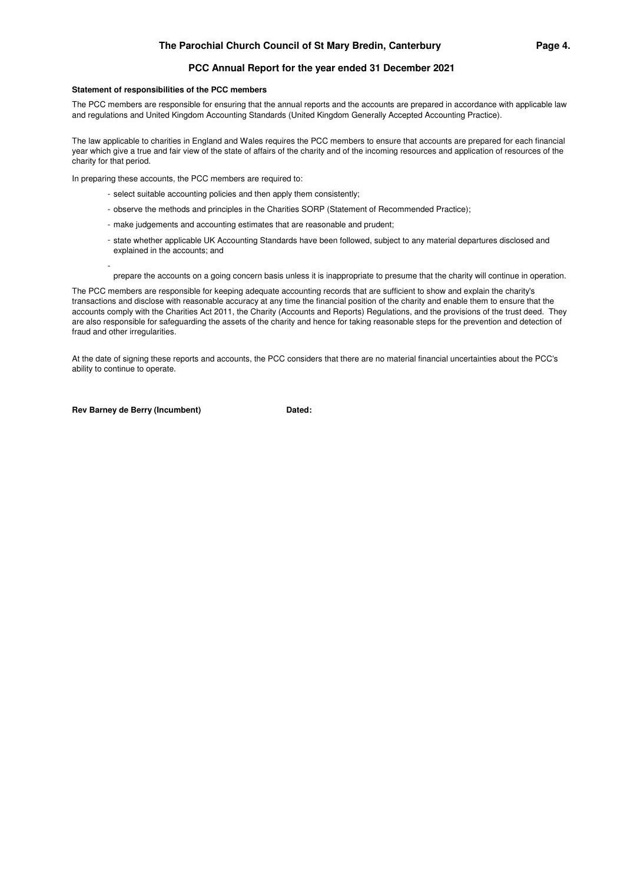**Statement of responsibilities of the PCC members**

The PCC members are responsible for ensuring that the annual reports and the accounts are prepared in accordance with applicable law and regulations and United Kingdom Accounting Standards (United Kingdom Generally Accepted Accounting Practice).

The law applicable to charities in England and Wales requires the PCC members to ensure that accounts are prepared for each financial year which give a true and fair view of the state of affairs of the charity and of the incoming resources and application of resources of the charity for that period.

In preparing these accounts, the PCC members are required to:

- select suitable accounting policies and then apply them consistently;
- observe the methods and principles in the Charities SORP (Statement of Recommended Practice);
- make judgements and accounting estimates that are reasonable and prudent;
- state whether applicable UK Accounting Standards have been followed, subject to any material departures disclosed and explained in the accounts; and
- prepare the accounts on a going concern basis unless it is inappropriate to presume that the charity will continue in operation.

The PCC members are responsible for keeping adequate accounting records that are sufficient to show and explain the charity's transactions and disclose with reasonable accuracy at any time the financial position of the charity and enable them to ensure that the accounts comply with the Charities Act 2011, the Charity (Accounts and Reports) Regulations, and the provisions of the trust deed. They are also responsible for safeguarding the assets of the charity and hence for taking reasonable steps for the prevention and detection of fraud and other irregularities.

At the date of signing these reports and accounts, the PCC considers that there are no material financial uncertainties about the PCC's ability to continue to operate.

**Rev Barney de Berry (Incumbent)** **Dated:**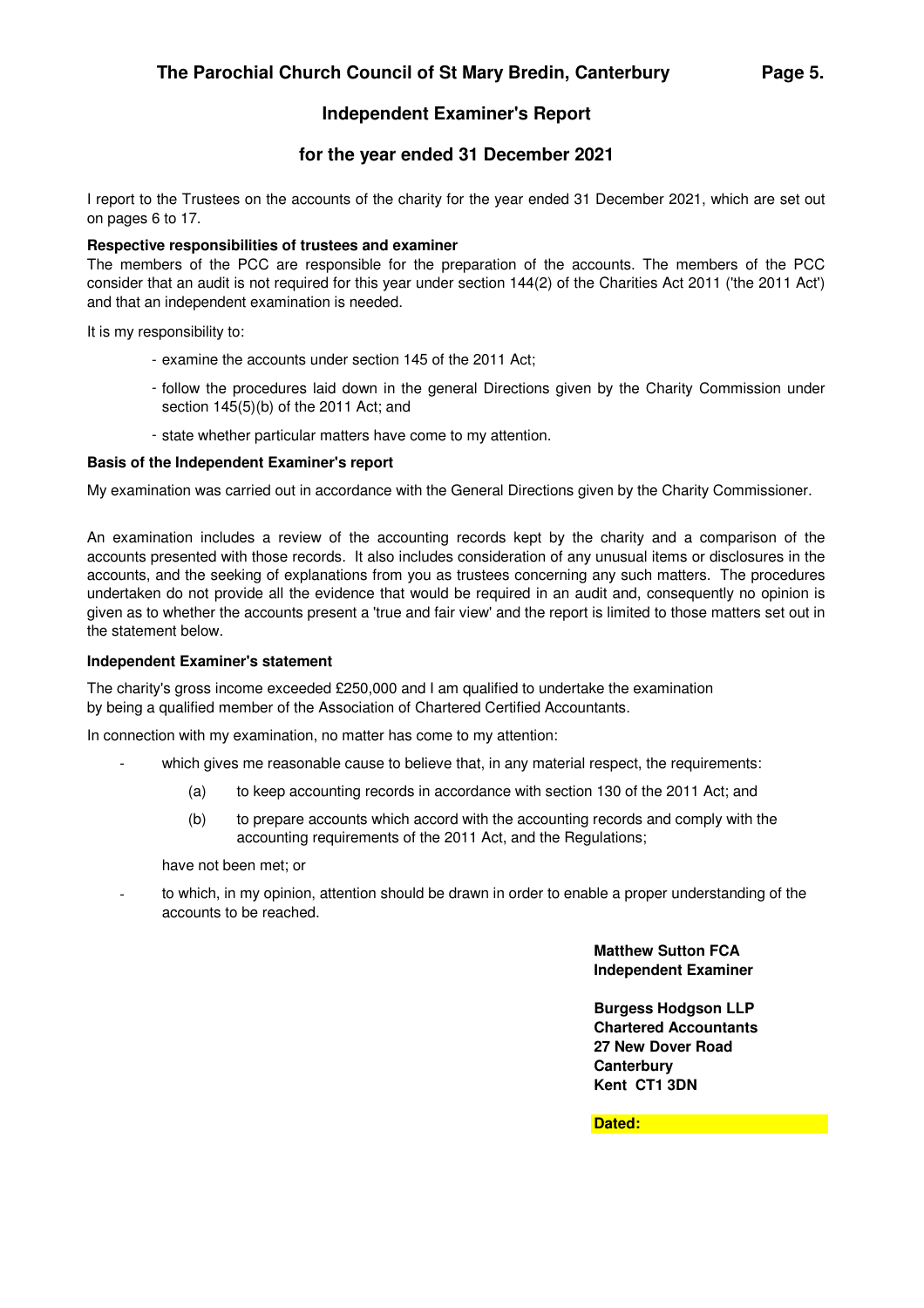## The Parochial Church Council of St Mary Bredin, Canterbury

# Independent Examiner's Report

## for the year ended 31 December 2021

I report to the Trustees on the accounts of the charity for the year ended 31 December 2021, which are set out on pages 6 to 17.

**Respective responsibilities of trustees and examiner**

The members of the PCC are responsible for the preparation of the accounts. The members of the PCC consider that an audit is not required for this year under section 144(2) of the Charities Act 2011 ('the 2011 Act') and that an independent examination is needed.

It is my responsibility to:

- examine the accounts under section 145 of the 2011 Act;
- follow the procedures laid down in the general Directions given by the Charity Commission under section 145(5)(b) of the 2011 Act; and
- state whether particular matters have come to my attention.

**Basis of the Independent Examiner's report**

My examination was carried out in accordance with the General Directions given by the Charity Commissioner.

An examination includes a review of the accounting records kept by the charity and a comparison of the accounts presented with those records. It also includes consideration of any unusual items or disclosures in the accounts, and the seeking of explanations from you as trustees concerning any such matters. The procedures undertaken do not provide all the evidence that would be required in an audit and, consequently no opinion is given as to whether the accounts present a 'true and fair view' and the report is limited to those matters set out in the statement below.

**Independent Examiner's statement**

The charity's gross income exceeded £250,000 and I am qualified to undertake the examination by being a qualified member of the Association of Chartered Certified Accountants.

In connection with my examination, no matter has come to my attention:

- which gives me reasonable cause to believe that, in any material respect, the requirements:
  - (a) to keep accounting records in accordance with section 130 of the 2011 Act; and
  - (b) to prepare accounts which accord with the accounting records and comply with the accounting requirements of the 2011 Act, and the Regulations;

  have not been met; or
- to which, in my opinion, attention should be drawn in order to enable a proper understanding of the accounts to be reached.

**Matthew Sutton FCA**
**Independent Examiner**

**Burgess Hodgson LLP**
**Chartered Accountants**
**27 New Dover Road**
**Canterbury**
**Kent CT1 3DN**

**Dated:**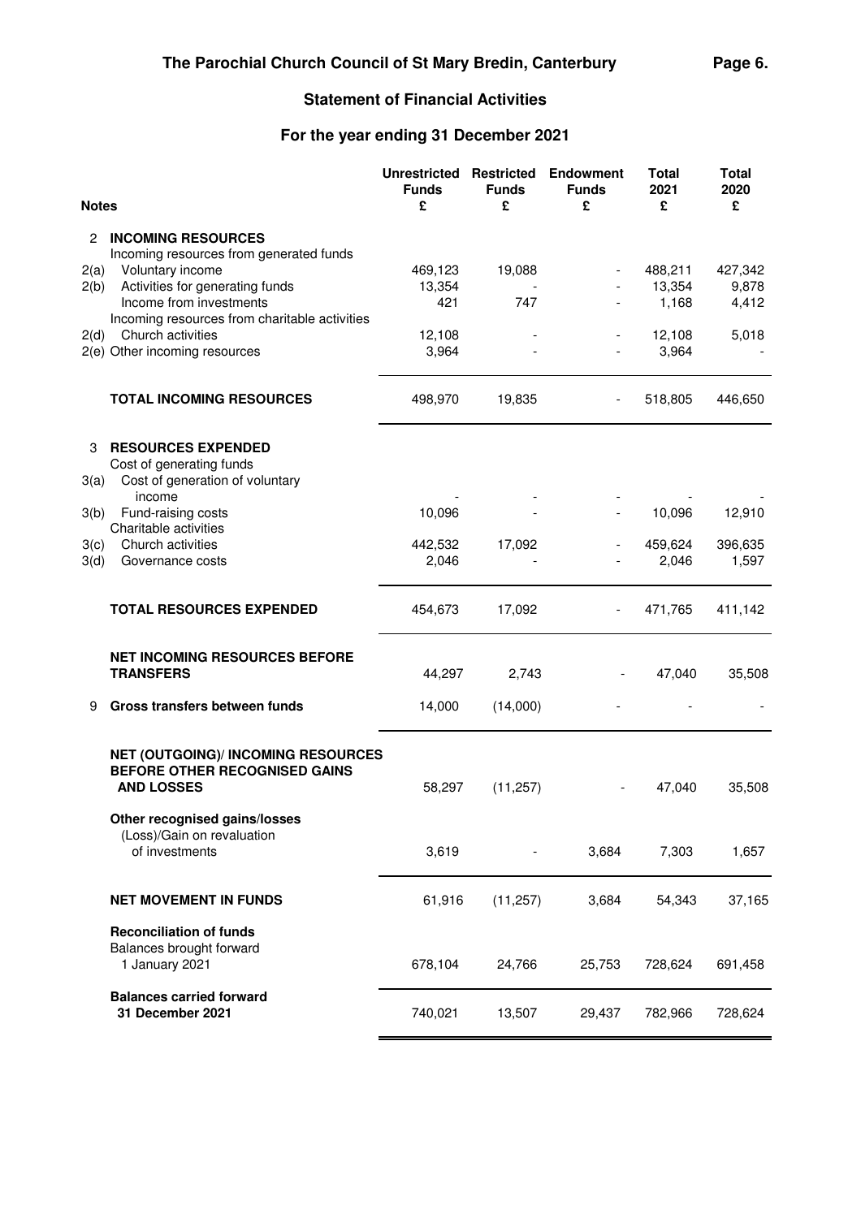# The Parochial Church Council of St Mary Bredin, Canterbury

## Statement of Financial Activities

## For the year ending 31 December 2021

| Notes | | Unrestricted Funds £ | Restricted Funds £ | Endowment Funds £ | Total 2021 £ | Total 2020 £ |
|---|---|---|---|---|---|---|
| 2 | **INCOMING RESOURCES** | | | | | |
| | Incoming resources from generated funds | | | | | |
| 2(a) | Voluntary income | 469,123 | 19,088 | - | 488,211 | 427,342 |
| 2(b) | Activities for generating funds | 13,354 | - | - | 13,354 | 9,878 |
| | Income from investments | 421 | 747 | - | 1,168 | 4,412 |
| | Incoming resources from charitable activities | | | | | |
| 2(d) | Church activities | 12,108 | - | - | 12,108 | 5,018 |
| 2(e) | Other incoming resources | 3,964 | - | - | 3,964 | - |
| | **TOTAL INCOMING RESOURCES** | 498,970 | 19,835 | - | 518,805 | 446,650 |
| 3 | **RESOURCES EXPENDED** | | | | | |
| | Cost of generating funds | | | | | |
| 3(a) | Cost of generation of voluntary income | - | - | - | - | - |
| 3(b) | Fund-raising costs | 10,096 | - | - | 10,096 | 12,910 |
| | Charitable activities | | | | | |
| 3(c) | Church activities | 442,532 | 17,092 | - | 459,624 | 396,635 |
| 3(d) | Governance costs | 2,046 | - | - | 2,046 | 1,597 |
| | **TOTAL RESOURCES EXPENDED** | 454,673 | 17,092 | - | 471,765 | 411,142 |
| | **NET INCOMING RESOURCES BEFORE TRANSFERS** | 44,297 | 2,743 | - | 47,040 | 35,508 |
| 9 | **Gross transfers between funds** | 14,000 | (14,000) | - | - | - |
| | **NET (OUTGOING)/ INCOMING RESOURCES BEFORE OTHER RECOGNISED GAINS AND LOSSES** | 58,297 | (11,257) | - | 47,040 | 35,508 |
| | **Other recognised gains/losses** | | | | | |
| | (Loss)/Gain on revaluation of investments | 3,619 | - | 3,684 | 7,303 | 1,657 |
| | **NET MOVEMENT IN FUNDS** | 61,916 | (11,257) | 3,684 | 54,343 | 37,165 |
| | **Reconciliation of funds** | | | | | |
| | Balances brought forward 1 January 2021 | 678,104 | 24,766 | 25,753 | 728,624 | 691,458 |
| | **Balances carried forward 31 December 2021** | 740,021 | 13,507 | 29,437 | 782,966 | 728,624 |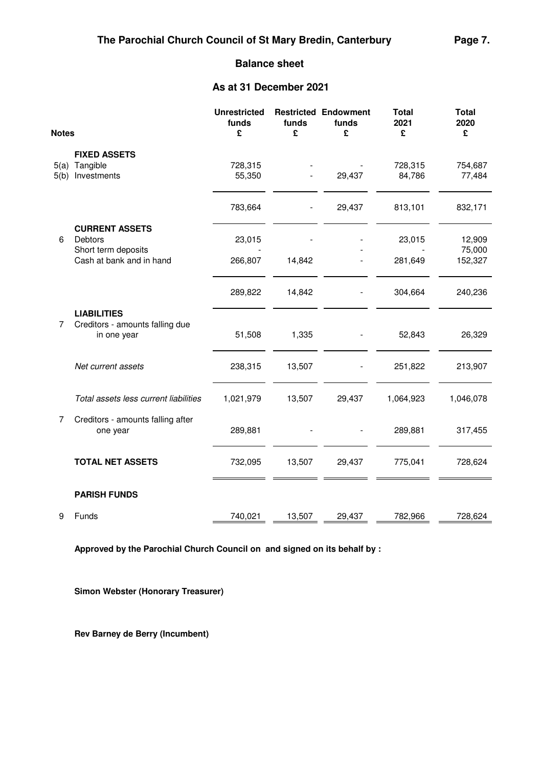# The Parochial Church Council of St Mary Bredin, Canterbury

## Balance sheet

### As at 31 December 2021

| Notes | | Unrestricted funds £ | Restricted funds £ | Endowment funds £ | Total 2021 £ | Total 2020 £ |
|---|---|---|---|---|---|---|
| | **FIXED ASSETS** | | | | | |
| 5(a) | Tangible | 728,315 | - | - | 728,315 | 754,687 |
| 5(b) | Investments | 55,350 | - | 29,437 | 84,786 | 77,484 |
| | | 783,664 | - | 29,437 | 813,101 | 832,171 |
| | **CURRENT ASSETS** | | | | | |
| 6 | Debtors | 23,015 | - | - | 23,015 | 12,909 |
| | Short term deposits | - | - | - | - | 75,000 |
| | Cash at bank and in hand | 266,807 | 14,842 | - | 281,649 | 152,327 |
| | | 289,822 | 14,842 | - | 304,664 | 240,236 |
| | **LIABILITIES** | | | | | |
| 7 | Creditors - amounts falling due in one year | 51,508 | 1,335 | - | 52,843 | 26,329 |
| | *Net current assets* | 238,315 | 13,507 | - | 251,822 | 213,907 |
| | *Total assets less current liabilities* | 1,021,979 | 13,507 | 29,437 | 1,064,923 | 1,046,078 |
| 7 | Creditors - amounts falling after one year | 289,881 | - | - | 289,881 | 317,455 |
| | **TOTAL NET ASSETS** | 732,095 | 13,507 | 29,437 | 775,041 | 728,624 |
| | **PARISH FUNDS** | | | | | |
| 9 | Funds | 740,021 | 13,507 | 29,437 | 782,966 | 728,624 |

**Approved by the Parochial Church Council on  and signed on its behalf by :**

**Simon Webster (Honorary Treasurer)**

**Rev Barney de Berry (Incumbent)**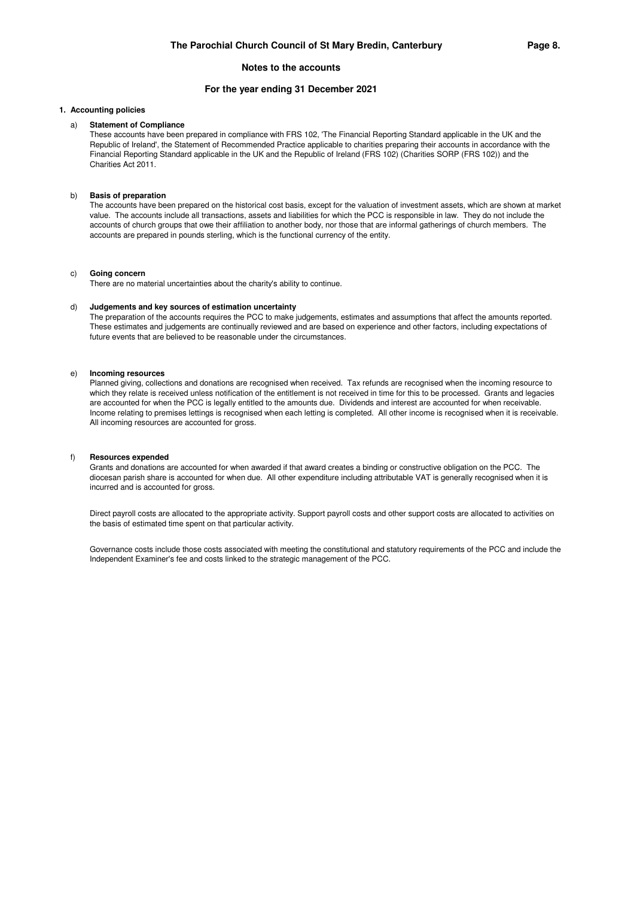# The Parochial Church Council of St Mary Bredin, Canterbury

## Notes to the accounts

### For the year ending 31 December 2021

**1. Accounting policies**

a) **Statement of Compliance**

These accounts have been prepared in compliance with FRS 102, 'The Financial Reporting Standard applicable in the UK and the Republic of Ireland', the Statement of Recommended Practice applicable to charities preparing their accounts in accordance with the Financial Reporting Standard applicable in the UK and the Republic of Ireland (FRS 102) (Charities SORP (FRS 102)) and the Charities Act 2011.

b) **Basis of preparation**

The accounts have been prepared on the historical cost basis, except for the valuation of investment assets, which are shown at market value. The accounts include all transactions, assets and liabilities for which the PCC is responsible in law. They do not include the accounts of church groups that owe their affiliation to another body, nor those that are informal gatherings of church members. The accounts are prepared in pounds sterling, which is the functional currency of the entity.

c) **Going concern**

There are no material uncertainties about the charity's ability to continue.

d) **Judgements and key sources of estimation uncertainty**

The preparation of the accounts requires the PCC to make judgements, estimates and assumptions that affect the amounts reported. These estimates and judgements are continually reviewed and are based on experience and other factors, including expectations of future events that are believed to be reasonable under the circumstances.

e) **Incoming resources**

Planned giving, collections and donations are recognised when received. Tax refunds are recognised when the incoming resource to which they relate is received unless notification of the entitlement is not received in time for this to be processed. Grants and legacies are accounted for when the PCC is legally entitled to the amounts due. Dividends and interest are accounted for when receivable. Income relating to premises lettings is recognised when each letting is completed. All other income is recognised when it is receivable. All incoming resources are accounted for gross.

f) **Resources expended**

Grants and donations are accounted for when awarded if that award creates a binding or constructive obligation on the PCC. The diocesan parish share is accounted for when due. All other expenditure including attributable VAT is generally recognised when it is incurred and is accounted for gross.

Direct payroll costs are allocated to the appropriate activity. Support payroll costs and other support costs are allocated to activities on the basis of estimated time spent on that particular activity.

Governance costs include those costs associated with meeting the constitutional and statutory requirements of the PCC and include the Independent Examiner's fee and costs linked to the strategic management of the PCC.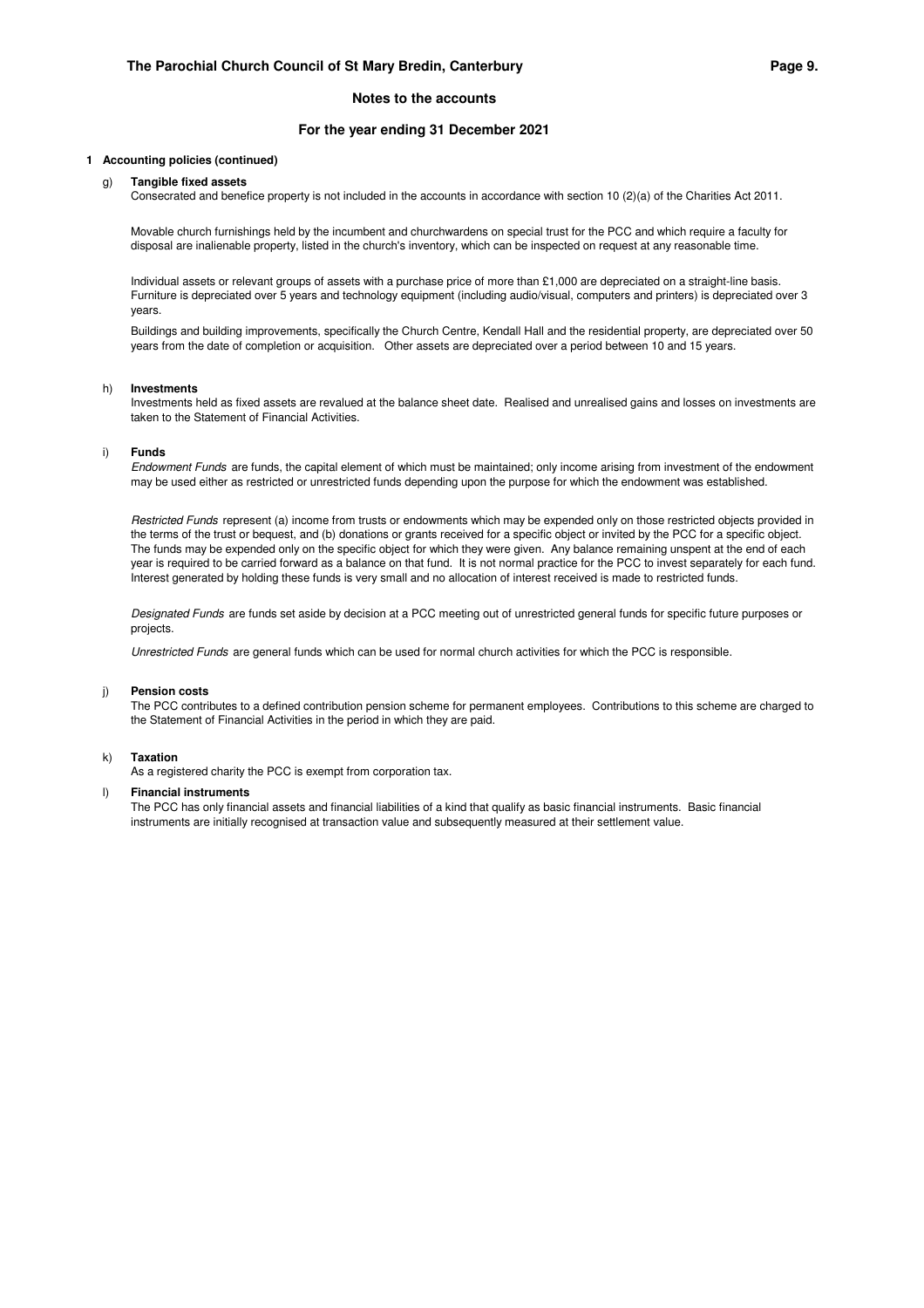## Notes to the accounts

### For the year ending 31 December 2021

**1 Accounting policies (continued)**

g) **Tangible fixed assets**
Consecrated and benefice property is not included in the accounts in accordance with section 10 (2)(a) of the Charities Act 2011.

Movable church furnishings held by the incumbent and churchwardens on special trust for the PCC and which require a faculty for disposal are inalienable property, listed in the church's inventory, which can be inspected on request at any reasonable time.

Individual assets or relevant groups of assets with a purchase price of more than £1,000 are depreciated on a straight-line basis. Furniture is depreciated over 5 years and technology equipment (including audio/visual, computers and printers) is depreciated over 3 years.

Buildings and building improvements, specifically the Church Centre, Kendall Hall and the residential property, are depreciated over 50 years from the date of completion or acquisition. Other assets are depreciated over a period between 10 and 15 years.

h) **Investments**
Investments held as fixed assets are revalued at the balance sheet date. Realised and unrealised gains and losses on investments are taken to the Statement of Financial Activities.

i) **Funds**
*Endowment Funds* are funds, the capital element of which must be maintained; only income arising from investment of the endowment may be used either as restricted or unrestricted funds depending upon the purpose for which the endowment was established.

*Restricted Funds* represent (a) income from trusts or endowments which may be expended only on those restricted objects provided in the terms of the trust or bequest, and (b) donations or grants received for a specific object or invited by the PCC for a specific object. The funds may be expended only on the specific object for which they were given. Any balance remaining unspent at the end of each year is required to be carried forward as a balance on that fund. It is not normal practice for the PCC to invest separately for each fund. Interest generated by holding these funds is very small and no allocation of interest received is made to restricted funds.

*Designated Funds* are funds set aside by decision at a PCC meeting out of unrestricted general funds for specific future purposes or projects.

*Unrestricted Funds* are general funds which can be used for normal church activities for which the PCC is responsible.

j) **Pension costs**
The PCC contributes to a defined contribution pension scheme for permanent employees. Contributions to this scheme are charged to the Statement of Financial Activities in the period in which they are paid.

k) **Taxation**
As a registered charity the PCC is exempt from corporation tax.

l) **Financial instruments**
The PCC has only financial assets and financial liabilities of a kind that qualify as basic financial instruments. Basic financial instruments are initially recognised at transaction value and subsequently measured at their settlement value.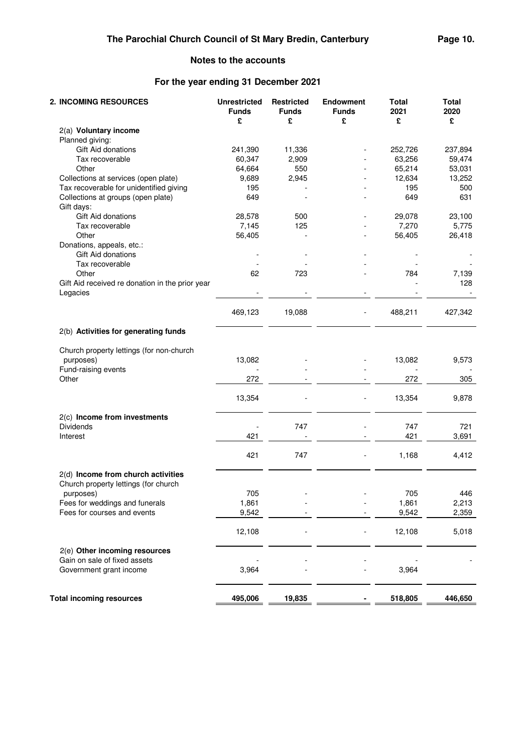# The Parochial Church Council of St Mary Bredin, Canterbury

## Notes to the accounts

## For the year ending 31 December 2021

| 2. INCOMING RESOURCES | Unrestricted Funds £ | Restricted Funds £ | Endowment Funds £ | Total 2021 £ | Total 2020 £ |
|---|---|---|---|---|---|
| 2(a) **Voluntary income** | | | | | |
| Planned giving: | | | | | |
| Gift Aid donations | 241,390 | 11,336 | - | 252,726 | 237,894 |
| Tax recoverable | 60,347 | 2,909 | - | 63,256 | 59,474 |
| Other | 64,664 | 550 | - | 65,214 | 53,031 |
| Collections at services (open plate) | 9,689 | 2,945 | - | 12,634 | 13,252 |
| Tax recoverable for unidentified giving | 195 | - | - | 195 | 500 |
| Collections at groups (open plate) | 649 | - | - | 649 | 631 |
| Gift days: | | | | | |
| Gift Aid donations | 28,578 | 500 | - | 29,078 | 23,100 |
| Tax recoverable | 7,145 | 125 | - | 7,270 | 5,775 |
| Other | 56,405 | - | - | 56,405 | 26,418 |
| Donations, appeals, etc.: | | | | | |
| Gift Aid donations | - | - | - | - | - |
| Tax recoverable | - | - | - | - | - |
| Other | 62 | 723 | - | 784 | 7,139 |
| Gift Aid received re donation in the prior year | | | | - | 128 |
| Legacies | - | - | - | - | - |
| | 469,123 | 19,088 | - | 488,211 | 427,342 |
| 2(b) **Activities for generating funds** | | | | | |
| Church property lettings (for non-church purposes) | 13,082 | - | - | 13,082 | 9,573 |
| Fund-raising events | - | - | - | - | - |
| Other | 272 | - | - | 272 | 305 |
| | 13,354 | - | - | 13,354 | 9,878 |
| 2(c) **Income from investments** | | | | | |
| Dividends | - | 747 | - | 747 | 721 |
| Interest | 421 | - | - | 421 | 3,691 |
| | 421 | 747 | - | 1,168 | 4,412 |
| 2(d) **Income from church activities** | | | | | |
| Church property lettings (for church purposes) | 705 | - | - | 705 | 446 |
| Fees for weddings and funerals | 1,861 | - | - | 1,861 | 2,213 |
| Fees for courses and events | 9,542 | - | - | 9,542 | 2,359 |
| | 12,108 | - | - | 12,108 | 5,018 |
| 2(e) **Other incoming resources** | | | | | |
| Gain on sale of fixed assets | - | - | - | - | - |
| Government grant income | 3,964 | - | - | 3,964 | |
| **Total incoming resources** | **495,006** | **19,835** | **-** | **518,805** | **446,650** |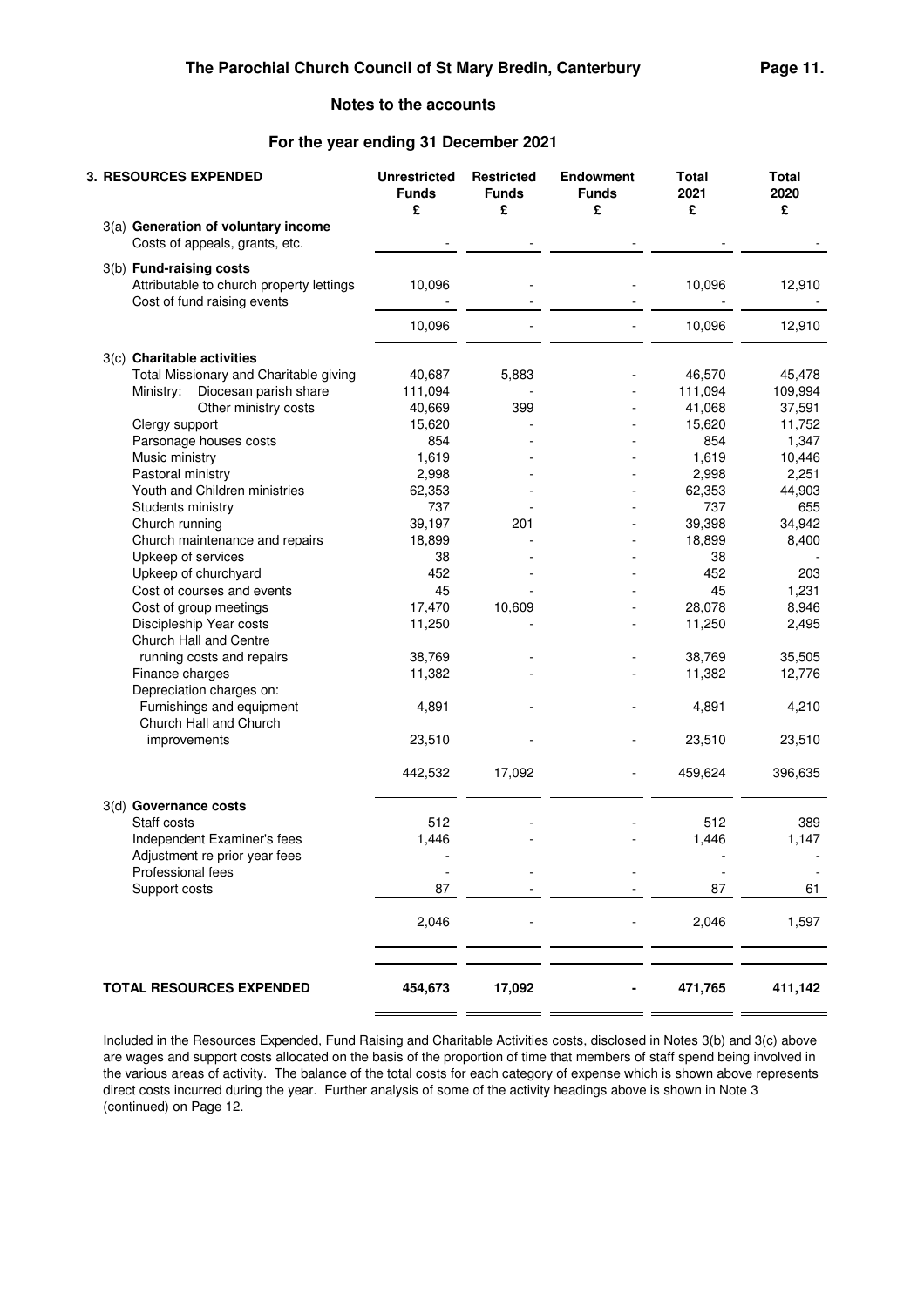## Notes to the accounts

### For the year ending 31 December 2021

| 3. RESOURCES EXPENDED | Unrestricted Funds £ | Restricted Funds £ | Endowment Funds £ | Total 2021 £ | Total 2020 £ |
|---|---|---|---|---|---|
| **3(a) Generation of voluntary income** | | | | | |
| Costs of appeals, grants, etc. | - | - | - | - | - |
| **3(b) Fund-raising costs** | | | | | |
| Attributable to church property lettings | 10,096 | - | - | 10,096 | 12,910 |
| Cost of fund raising events | - | - | - | - | - |
| | 10,096 | - | - | 10,096 | 12,910 |
| **3(c) Charitable activities** | | | | | |
| Total Missionary and Charitable giving | 40,687 | 5,883 | - | 46,570 | 45,478 |
| Ministry: Diocesan parish share | 111,094 | - | - | 111,094 | 109,994 |
| Other ministry costs | 40,669 | 399 | - | 41,068 | 37,591 |
| Clergy support | 15,620 | - | - | 15,620 | 11,752 |
| Parsonage houses costs | 854 | - | - | 854 | 1,347 |
| Music ministry | 1,619 | - | - | 1,619 | 10,446 |
| Pastoral ministry | 2,998 | - | - | 2,998 | 2,251 |
| Youth and Children ministries | 62,353 | - | - | 62,353 | 44,903 |
| Students ministry | 737 | - | - | 737 | 655 |
| Church running | 39,197 | 201 | - | 39,398 | 34,942 |
| Church maintenance and repairs | 18,899 | - | - | 18,899 | 8,400 |
| Upkeep of services | 38 | - | - | 38 | - |
| Upkeep of churchyard | 452 | - | - | 452 | 203 |
| Cost of courses and events | 45 | - | - | 45 | 1,231 |
| Cost of group meetings | 17,470 | 10,609 | - | 28,078 | 8,946 |
| Discipleship Year costs | 11,250 | - | - | 11,250 | 2,495 |
| Church Hall and Centre running costs and repairs | 38,769 | - | - | 38,769 | 35,505 |
| Finance charges | 11,382 | - | - | 11,382 | 12,776 |
| Depreciation charges on: | | | | | |
| Furnishings and equipment | 4,891 | - | - | 4,891 | 4,210 |
| Church Hall and Church improvements | 23,510 | - | - | 23,510 | 23,510 |
| | 442,532 | 17,092 | - | 459,624 | 396,635 |
| **3(d) Governance costs** | | | | | |
| Staff costs | 512 | - | - | 512 | 389 |
| Independent Examiner's fees | 1,446 | - | - | 1,446 | 1,147 |
| Adjustment re prior year fees | - | | | - | |
| Professional fees | - | - | - | - | - |
| Support costs | 87 | - | - | 87 | 61 |
| | 2,046 | - | - | 2,046 | 1,597 |
| **TOTAL RESOURCES EXPENDED** | **454,673** | **17,092** | **-** | **471,765** | **411,142** |

Included in the Resources Expended, Fund Raising and Charitable Activities costs, disclosed in Notes 3(b) and 3(c) above are wages and support costs allocated on the basis of the proportion of time that members of staff spend being involved in the various areas of activity. The balance of the total costs for each category of expense which is shown above represents direct costs incurred during the year. Further analysis of some of the activity headings above is shown in Note 3 (continued) on Page 12.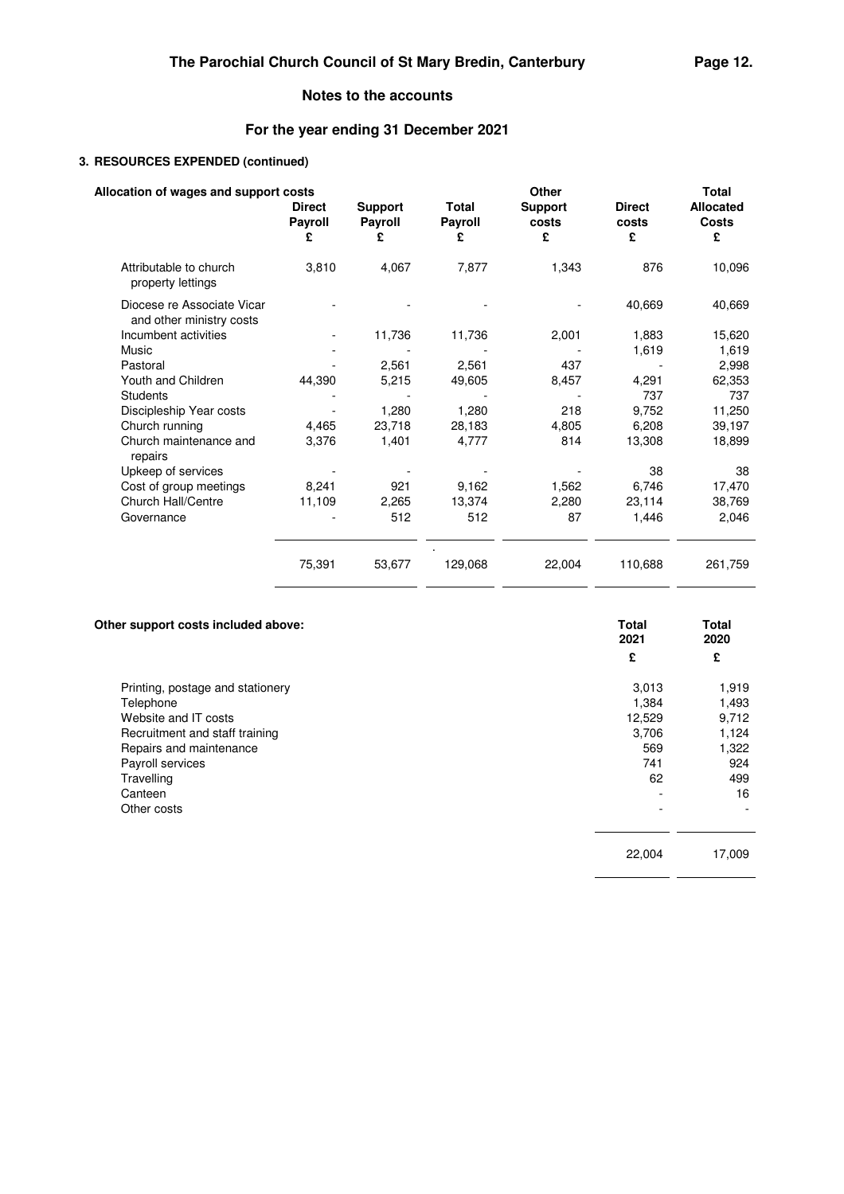# The Parochial Church Council of St Mary Bredin, Canterbury

## Notes to the accounts

## For the year ending 31 December 2021

### 3. RESOURCES EXPENDED (continued)

**Allocation of wages and support costs**

| | Direct Payroll £ | Support Payroll £ | Total Payroll £ | Other Support costs £ | Direct costs £ | Total Allocated Costs £ |
|---|---|---|---|---|---|---|
| Attributable to church property lettings | 3,810 | 4,067 | 7,877 | 1,343 | 876 | 10,096 |
| Diocese re Associate Vicar and other ministry costs | - | - | - | - | 40,669 | 40,669 |
| Incumbent activities | - | 11,736 | 11,736 | 2,001 | 1,883 | 15,620 |
| Music | - | - | - | - | 1,619 | 1,619 |
| Pastoral | - | 2,561 | 2,561 | 437 | - | 2,998 |
| Youth and Children | 44,390 | 5,215 | 49,605 | 8,457 | 4,291 | 62,353 |
| Students | - | - | - | - | 737 | 737 |
| Discipleship Year costs | - | 1,280 | 1,280 | 218 | 9,752 | 11,250 |
| Church running | 4,465 | 23,718 | 28,183 | 4,805 | 6,208 | 39,197 |
| Church maintenance and repairs | 3,376 | 1,401 | 4,777 | 814 | 13,308 | 18,899 |
| Upkeep of services | - | - | - | - | 38 | 38 |
| Cost of group meetings | 8,241 | 921 | 9,162 | 1,562 | 6,746 | 17,470 |
| Church Hall/Centre | 11,109 | 2,265 | 13,374 | 2,280 | 23,114 | 38,769 |
| Governance | - | 512 | 512 | 87 | 1,446 | 2,046 |
| | 75,391 | 53,677 | 129,068 | 22,004 | 110,688 | 261,759 |

**Other support costs included above:**

| | Total 2021 £ | Total 2020 £ |
|---|---|---|
| Printing, postage and stationery | 3,013 | 1,919 |
| Telephone | 1,384 | 1,493 |
| Website and IT costs | 12,529 | 9,712 |
| Recruitment and staff training | 3,706 | 1,124 |
| Repairs and maintenance | 569 | 1,322 |
| Payroll services | 741 | 924 |
| Travelling | 62 | 499 |
| Canteen | - | 16 |
| Other costs | - | - |
| | 22,004 | 17,009 |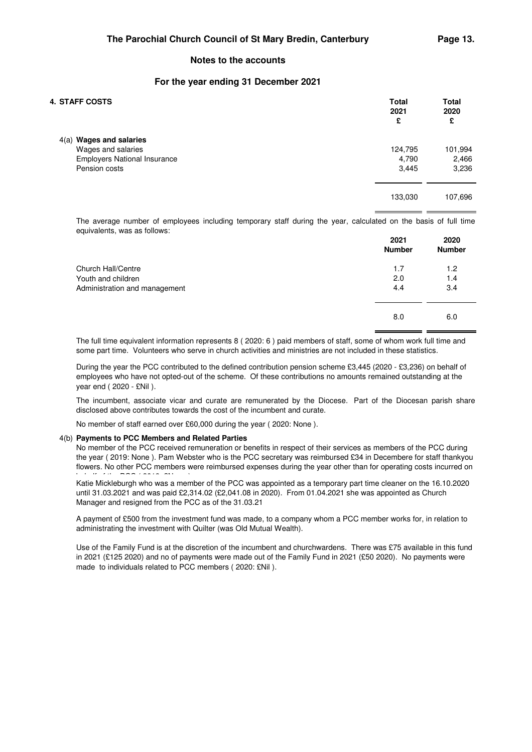## Notes to the accounts

### For the year ending 31 December 2021

### 4. STAFF COSTS

| | Total 2021 £ | Total 2020 £ |
|---|---|---|
| **4(a) Wages and salaries** | | |
| Wages and salaries | 124,795 | 101,994 |
| Employers National Insurance | 4,790 | 2,466 |
| Pension costs | 3,445 | 3,236 |
| | 133,030 | 107,696 |

The average number of employees including temporary staff during the year, calculated on the basis of full time equivalents, was as follows:

| | 2021 Number | 2020 Number |
|---|---|---|
| Church Hall/Centre | 1.7 | 1.2 |
| Youth and children | 2.0 | 1.4 |
| Administration and management | 4.4 | 3.4 |
| | 8.0 | 6.0 |

The full time equivalent information represents 8 ( 2020: 6 ) paid members of staff, some of whom work full time and some part time. Volunteers who serve in church activities and ministries are not included in these statistics.

During the year the PCC contributed to the defined contribution pension scheme £3,445 (2020 - £3,236) on behalf of employees who have not opted-out of the scheme. Of these contributions no amounts remained outstanding at the year end ( 2020 - £Nil ).

The incumbent, associate vicar and curate are remunerated by the Diocese. Part of the Diocesan parish share disclosed above contributes towards the cost of the incumbent and curate.

No member of staff earned over £60,000 during the year ( 2020: None ).

**4(b) Payments to PCC Members and Related Parties**

No member of the PCC received remuneration or benefits in respect of their services as members of the PCC during the year ( 2019: None ). Pam Webster who is the PCC secretary was reimbursed £34 in Decembere for staff thankyou flowers. No other PCC members were reimbursed expenses during the year other than for operating costs incurred on behalf of the PCC ( 2019: £None ).

Katie Mickleburgh who was a member of the PCC was appointed as a temporary part time cleaner on the 16.10.2020 until 31.03.2021 and was paid £2,314.02 (£2,041.08 in 2020). From 01.04.2021 she was appointed as Church Manager and resigned from the PCC as of the 31.03.21

A payment of £500 from the investment fund was made, to a company whom a PCC member works for, in relation to administrating the investment with Quilter (was Old Mutual Wealth).

Use of the Family Fund is at the discretion of the incumbent and churchwardens. There was £75 available in this fund in 2021 (£125 2020) and no of payments were made out of the Family Fund in 2021 (£50 2020). No payments were made to individuals related to PCC members ( 2020: £Nil ).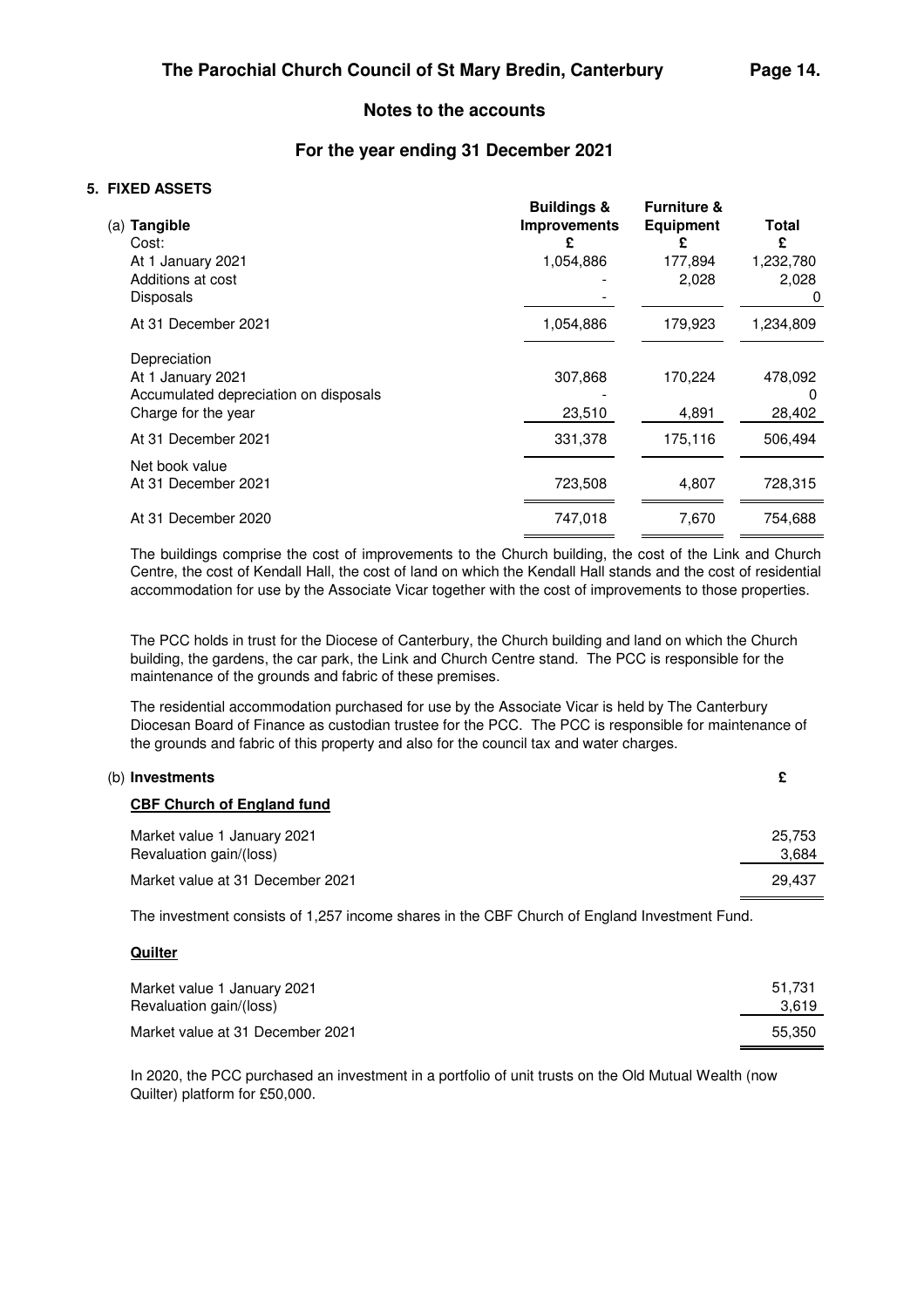## Notes to the accounts

## For the year ending 31 December 2021

### 5. FIXED ASSETS

| (a) **Tangible** | **Buildings & Improvements** | **Furniture & Equipment** | **Total** |
|---|---|---|---|
| Cost: | **£** | **£** | **£** |
| At 1 January 2021 | 1,054,886 | 177,894 | 1,232,780 |
| Additions at cost | - | 2,028 | 2,028 |
| Disposals | - | | 0 |
| At 31 December 2021 | 1,054,886 | 179,923 | 1,234,809 |
| Depreciation | | | |
| At 1 January 2021 | 307,868 | 170,224 | 478,092 |
| Accumulated depreciation on disposals | | - | 0 |
| Charge for the year | 23,510 | 4,891 | 28,402 |
| At 31 December 2021 | 331,378 | 175,116 | 506,494 |
| Net book value | | | |
| At 31 December 2021 | 723,508 | 4,807 | 728,315 |
| At 31 December 2020 | 747,018 | 7,670 | 754,688 |

The buildings comprise the cost of improvements to the Church building, the cost of the Link and Church Centre, the cost of Kendall Hall, the cost of land on which the Kendall Hall stands and the cost of residential accommodation for use by the Associate Vicar together with the cost of improvements to those properties.

The PCC holds in trust for the Diocese of Canterbury, the Church building and land on which the Church building, the gardens, the car park, the Link and Church Centre stand. The PCC is responsible for the maintenance of the grounds and fabric of these premises.

The residential accommodation purchased for use by the Associate Vicar is held by The Canterbury Diocesan Board of Finance as custodian trustee for the PCC. The PCC is responsible for maintenance of the grounds and fabric of this property and also for the council tax and water charges.

(b) **Investments**

**CBF Church of England fund**

| | £ |
|---|---|
| Market value 1 January 2021 | 25,753 |
| Revaluation gain/(loss) | 3,684 |
| Market value at 31 December 2021 | 29,437 |

The investment consists of 1,257 income shares in the CBF Church of England Investment Fund.

**Quilter**

| | £ |
|---|---|
| Market value 1 January 2021 | 51,731 |
| Revaluation gain/(loss) | 3,619 |
| Market value at 31 December 2021 | 55,350 |

In 2020, the PCC purchased an investment in a portfolio of unit trusts on the Old Mutual Wealth (now Quilter) platform for £50,000.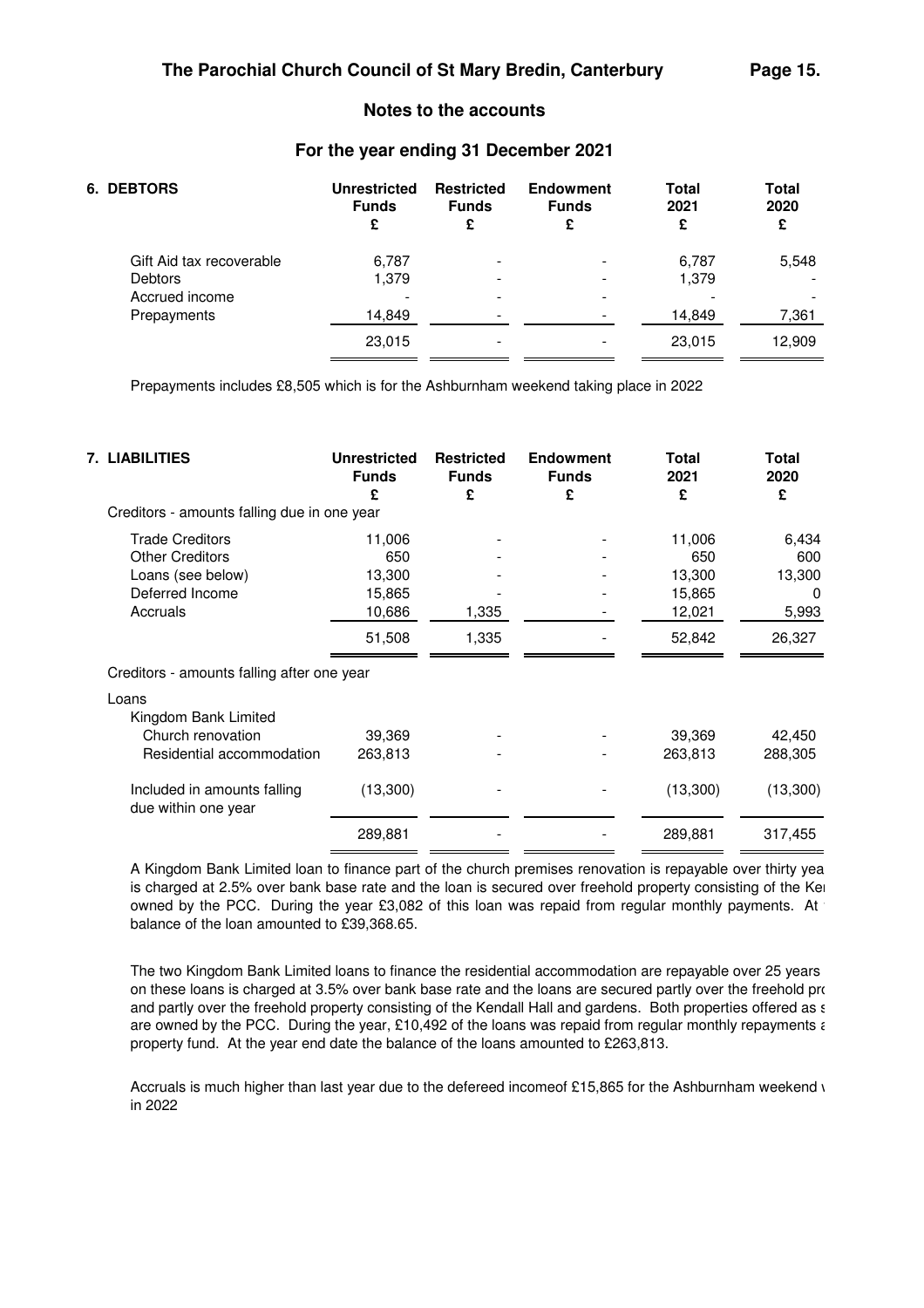## Notes to the accounts

### For the year ending 31 December 2021

| 6. DEBTORS | Unrestricted Funds £ | Restricted Funds £ | Endowment Funds £ | Total 2021 £ | Total 2020 £ |
|---|---|---|---|---|---|
| Gift Aid tax recoverable | 6,787 | - | - | 6,787 | 5,548 |
| Debtors | 1,379 | - | - | 1,379 | - |
| Accrued income | - | - | - | - | - |
| Prepayments | 14,849 | - | - | 14,849 | 7,361 |
| | 23,015 | - | - | 23,015 | 12,909 |

Prepayments includes £8,505 which is for the Ashburnham weekend taking place in 2022

| 7. LIABILITIES | Unrestricted Funds £ | Restricted Funds £ | Endowment Funds £ | Total 2021 £ | Total 2020 £ |
|---|---|---|---|---|---|
| Creditors - amounts falling due in one year | | | | | |
| Trade Creditors | 11,006 | - | - | 11,006 | 6,434 |
| Other Creditors | 650 | - | - | 650 | 600 |
| Loans (see below) | 13,300 | - | - | 13,300 | 13,300 |
| Deferred Income | 15,865 | - | - | 15,865 | 0 |
| Accruals | 10,686 | 1,335 | - | 12,021 | 5,993 |
| | 51,508 | 1,335 | - | 52,842 | 26,327 |
| Creditors - amounts falling after one year | | | | | |
| Loans | | | | | |
| Kingdom Bank Limited | | | | | |
| Church renovation | 39,369 | - | - | 39,369 | 42,450 |
| Residential accommodation | 263,813 | - | - | 263,813 | 288,305 |
| Included in amounts falling due within one year | (13,300) | - | - | (13,300) | (13,300) |
| | 289,881 | - | - | 289,881 | 317,455 |

A Kingdom Bank Limited loan to finance part of the church premises renovation is repayable over thirty yea is charged at 2.5% over bank base rate and the loan is secured over freehold property consisting of the Ke owned by the PCC. During the year £3,082 of this loan was repaid from regular monthly payments. At balance of the loan amounted to £39,368.65.

The two Kingdom Bank Limited loans to finance the residential accommodation are repayable over 25 years on these loans is charged at 3.5% over bank base rate and the loans are secured partly over the freehold pr and partly over the freehold property consisting of the Kendall Hall and gardens. Both properties offered as s are owned by the PCC. During the year, £10,492 of the loans was repaid from regular monthly repayments a property fund. At the year end date the balance of the loans amounted to £263,813.

Accruals is much higher than last year due to the defereed incomeof £15,865 for the Ashburnham weekend in 2022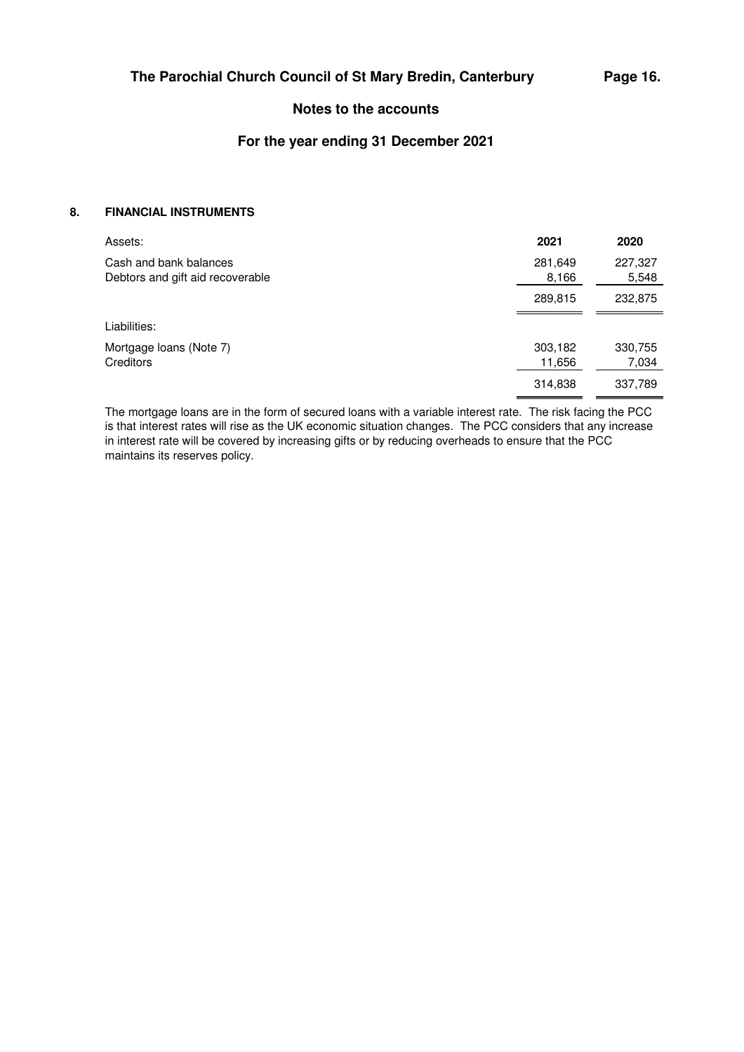# The Parochial Church Council of St Mary Bredin, Canterbury

## Notes to the accounts

## For the year ending 31 December 2021

### 8. FINANCIAL INSTRUMENTS

| Assets: | 2021 | 2020 |
|---|---|---|
| Cash and bank balances | 281,649 | 227,327 |
| Debtors and gift aid recoverable | 8,166 | 5,548 |
| | 289,815 | 232,875 |
| Liabilities: | | |
| Mortgage loans (Note 7) | 303,182 | 330,755 |
| Creditors | 11,656 | 7,034 |
| | 314,838 | 337,789 |

The mortgage loans are in the form of secured loans with a variable interest rate. The risk facing the PCC is that interest rates will rise as the UK economic situation changes. The PCC considers that any increase in interest rate will be covered by increasing gifts or by reducing overheads to ensure that the PCC maintains its reserves policy.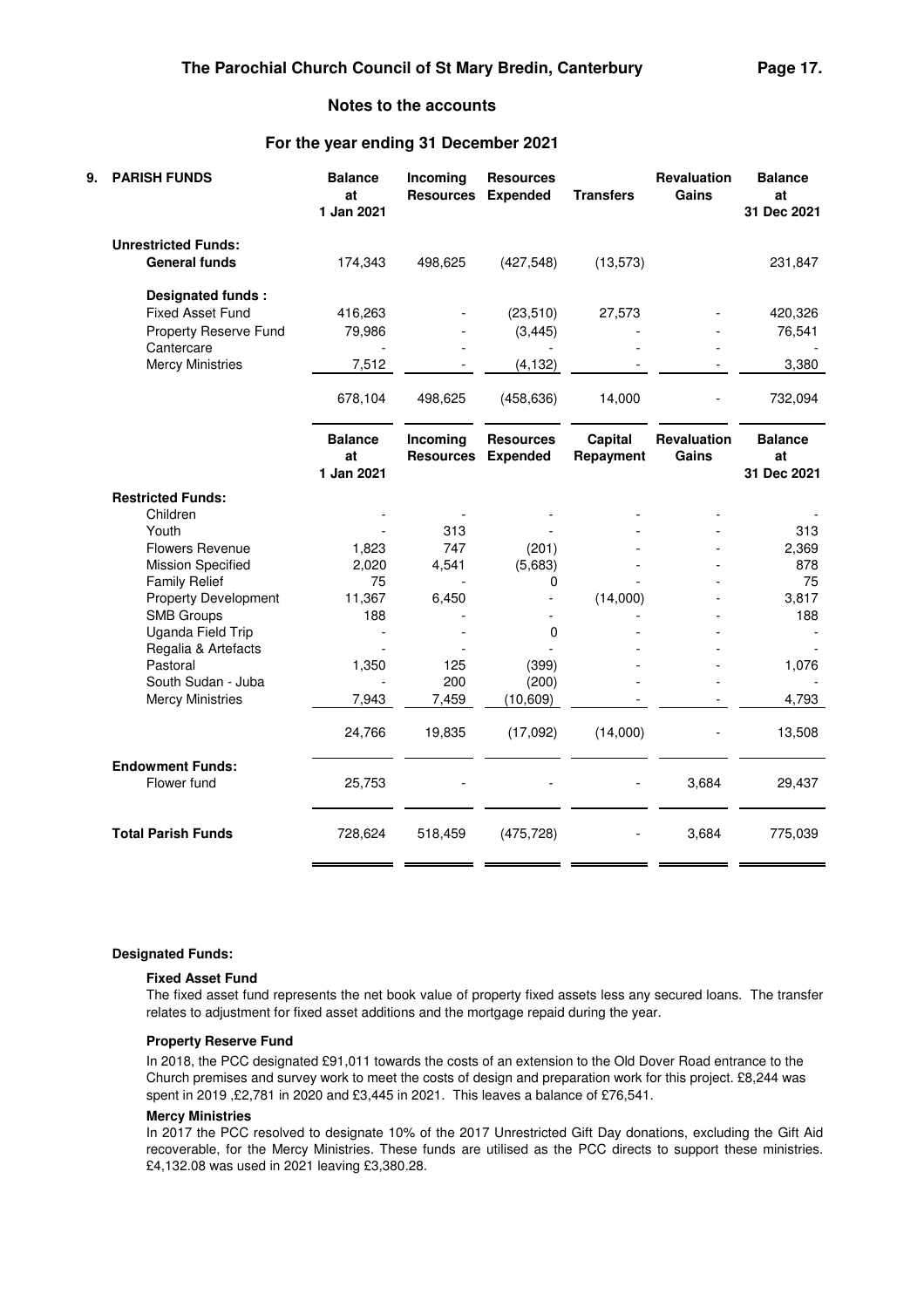## Notes to the accounts

### For the year ending 31 December 2021

| 9. PARISH FUNDS | Balance at 1 Jan 2021 | Incoming Resources | Resources Expended | Transfers | Revaluation Gains | Balance at 31 Dec 2021 |
|---|---|---|---|---|---|---|
| **Unrestricted Funds:** | | | | | | |
| **General funds** | 174,343 | 498,625 | (427,548) | (13,573) | | 231,847 |
| **Designated funds :** | | | | | | |
| Fixed Asset Fund | 416,263 | - | (23,510) | 27,573 | - | 420,326 |
| Property Reserve Fund | 79,986 | - | (3,445) | - | - | 76,541 |
| Cantercare | - | - | - | - | - | - |
| Mercy Ministries | 7,512 | - | (4,132) | - | - | 3,380 |
| | 678,104 | 498,625 | (458,636) | 14,000 | - | 732,094 |

| | Balance at 1 Jan 2021 | Incoming Resources | Resources Expended | Capital Repayment | Revaluation Gains | Balance at 31 Dec 2021 |
|---|---|---|---|---|---|---|
| **Restricted Funds:** | | | | | | |
| Children | - | - | - | - | - | - |
| Youth | - | 313 | - | - | - | 313 |
| Flowers Revenue | 1,823 | 747 | (201) | - | - | 2,369 |
| Mission Specified | 2,020 | 4,541 | (5,683) | - | - | 878 |
| Family Relief | 75 | - | 0 | - | - | 75 |
| Property Development | 11,367 | 6,450 | - | (14,000) | - | 3,817 |
| SMB Groups | 188 | - | - | - | - | 188 |
| Uganda Field Trip | - | - | 0 | - | - | - |
| Regalia & Artefacts | - | - | - | - | - | - |
| Pastoral | 1,350 | 125 | (399) | - | - | 1,076 |
| South Sudan - Juba | - | 200 | (200) | - | - | - |
| Mercy Ministries | 7,943 | 7,459 | (10,609) | - | - | 4,793 |
| | 24,766 | 19,835 | (17,092) | (14,000) | - | 13,508 |
| **Endowment Funds:** | | | | | | |
| Flower fund | 25,753 | - | - | - | 3,684 | 29,437 |
| **Total Parish Funds** | 728,624 | 518,459 | (475,728) | - | 3,684 | 775,039 |

**Designated Funds:**

**Fixed Asset Fund**

The fixed asset fund represents the net book value of property fixed assets less any secured loans. The transfer relates to adjustment for fixed asset additions and the mortgage repaid during the year.

**Property Reserve Fund**

In 2018, the PCC designated £91,011 towards the costs of an extension to the Old Dover Road entrance to the Church premises and survey work to meet the costs of design and preparation work for this project. £8,244 was spent in 2019 ,£2,781 in 2020 and £3,445 in 2021. This leaves a balance of £76,541.

**Mercy Ministries**

In 2017 the PCC resolved to designate 10% of the 2017 Unrestricted Gift Day donations, excluding the Gift Aid recoverable, for the Mercy Ministries. These funds are utilised as the PCC directs to support these ministries. £4,132.08 was used in 2021 leaving £3,380.28.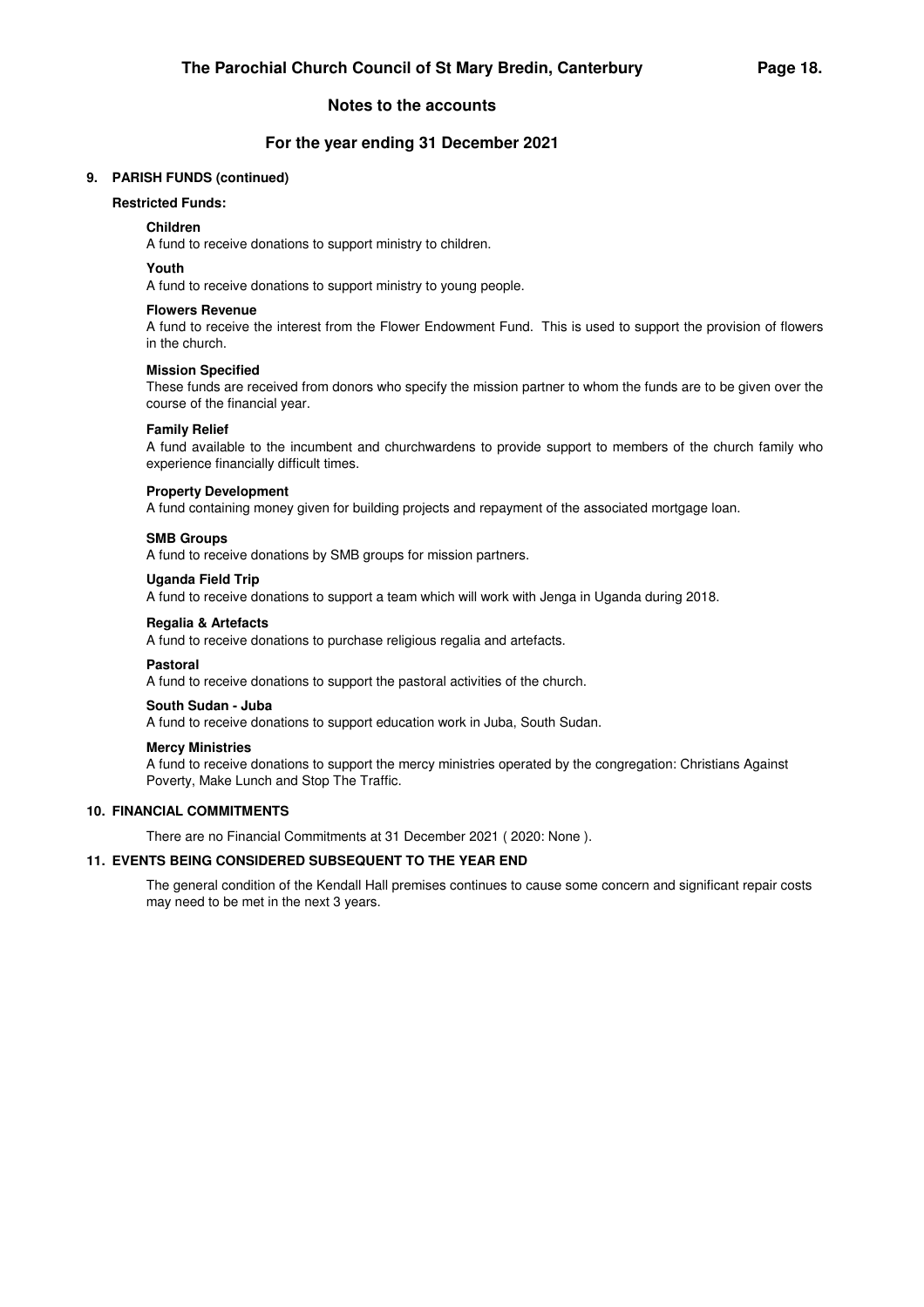## Notes to the accounts

## For the year ending 31 December 2021

### 9. PARISH FUNDS (continued)

**Restricted Funds:**

**Children**
A fund to receive donations to support ministry to children.

**Youth**
A fund to receive donations to support ministry to young people.

**Flowers Revenue**
A fund to receive the interest from the Flower Endowment Fund. This is used to support the provision of flowers in the church.

**Mission Specified**
These funds are received from donors who specify the mission partner to whom the funds are to be given over the course of the financial year.

**Family Relief**
A fund available to the incumbent and churchwardens to provide support to members of the church family who experience financially difficult times.

**Property Development**
A fund containing money given for building projects and repayment of the associated mortgage loan.

**SMB Groups**
A fund to receive donations by SMB groups for mission partners.

**Uganda Field Trip**
A fund to receive donations to support a team which will work with Jenga in Uganda during 2018.

**Regalia & Artefacts**
A fund to receive donations to purchase religious regalia and artefacts.

**Pastoral**
A fund to receive donations to support the pastoral activities of the church.

**South Sudan - Juba**
A fund to receive donations to support education work in Juba, South Sudan.

**Mercy Ministries**
A fund to receive donations to support the mercy ministries operated by the congregation: Christians Against Poverty, Make Lunch and Stop The Traffic.

### 10. FINANCIAL COMMITMENTS

There are no Financial Commitments at 31 December 2021 ( 2020: None ).

### 11. EVENTS BEING CONSIDERED SUBSEQUENT TO THE YEAR END

The general condition of the Kendall Hall premises continues to cause some concern and significant repair costs may need to be met in the next 3 years.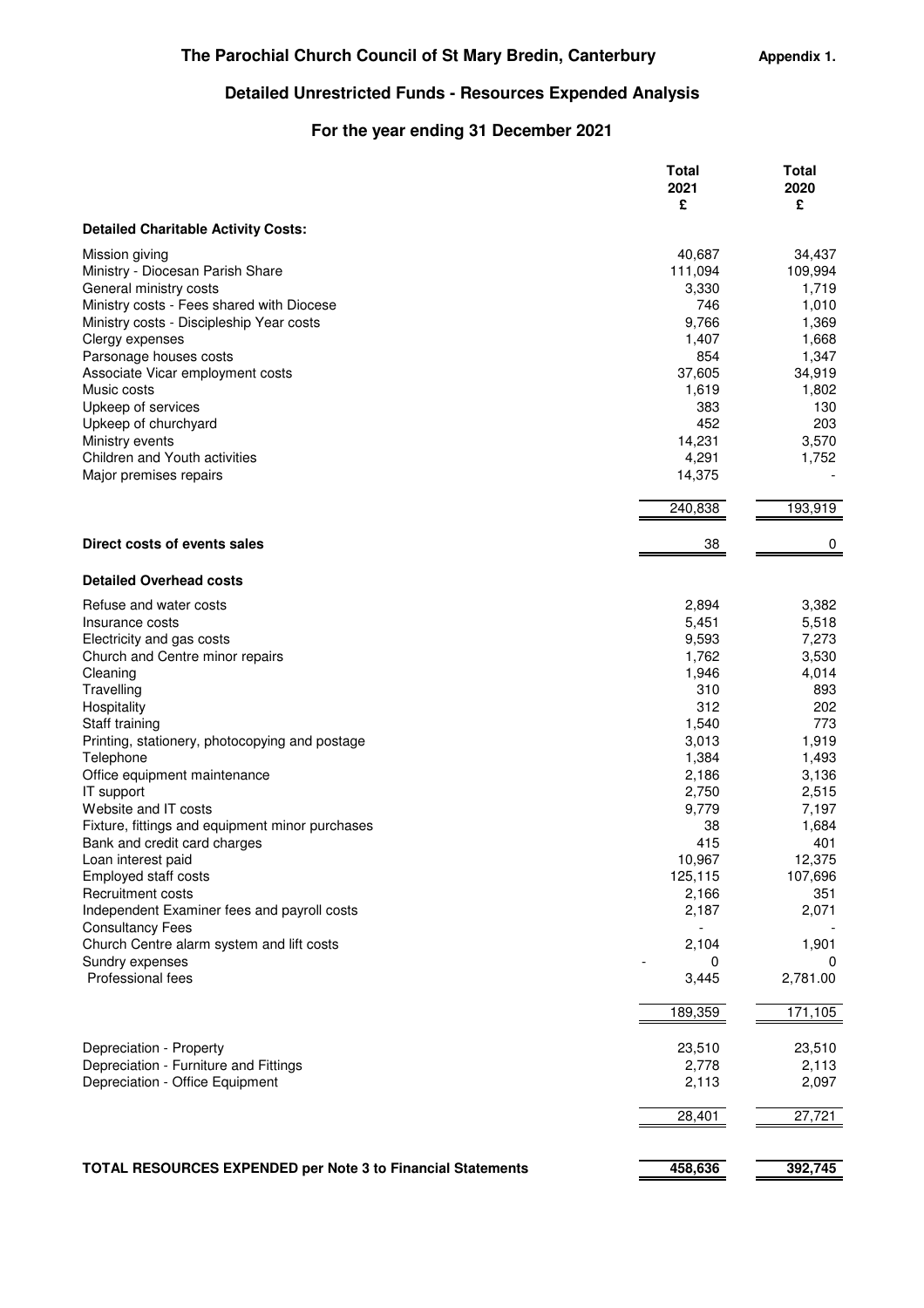**The Parochial Church Council of St Mary Bredin, Canterbury** **Appendix 1.**

## Detailed Unrestricted Funds - Resources Expended Analysis

### For the year ending 31 December 2021

| | Total 2021 £ | Total 2020 £ |
|---|---|---|
| **Detailed Charitable Activity Costs:** | | |
| Mission giving | 40,687 | 34,437 |
| Ministry - Diocesan Parish Share | 111,094 | 109,994 |
| General ministry costs | 3,330 | 1,719 |
| Ministry costs - Fees shared with Diocese | 746 | 1,010 |
| Ministry costs - Discipleship Year costs | 9,766 | 1,369 |
| Clergy expenses | 1,407 | 1,668 |
| Parsonage houses costs | 854 | 1,347 |
| Associate Vicar employment costs | 37,605 | 34,919 |
| Music costs | 1,619 | 1,802 |
| Upkeep of services | 383 | 130 |
| Upkeep of churchyard | 452 | 203 |
| Ministry events | 14,231 | 3,570 |
| Children and Youth activities | 4,291 | 1,752 |
| Major premises repairs | 14,375 | - |
| | 240,838 | 193,919 |
| **Direct costs of events sales** | 38 | 0 |
| **Detailed Overhead costs** | | |
| Refuse and water costs | 2,894 | 3,382 |
| Insurance costs | 5,451 | 5,518 |
| Electricity and gas costs | 9,593 | 7,273 |
| Church and Centre minor repairs | 1,762 | 3,530 |
| Cleaning | 1,946 | 4,014 |
| Travelling | 310 | 893 |
| Hospitality | 312 | 202 |
| Staff training | 1,540 | 773 |
| Printing, stationery, photocopying and postage | 3,013 | 1,919 |
| Telephone | 1,384 | 1,493 |
| Office equipment maintenance | 2,186 | 3,136 |
| IT support | 2,750 | 2,515 |
| Website and IT costs | 9,779 | 7,197 |
| Fixture, fittings and equipment minor purchases | 38 | 1,684 |
| Bank and credit card charges | 415 | 401 |
| Loan interest paid | 10,967 | 12,375 |
| Employed staff costs | 125,115 | 107,696 |
| Recruitment costs | 2,166 | 351 |
| Independent Examiner fees and payroll costs | 2,187 | 2,071 |
| Consultancy Fees | - | - |
| Church Centre alarm system and lift costs | 2,104 | 1,901 |
| Sundry expenses | - 0 | 0 |
| Professional fees | 3,445 | 2,781.00 |
| | 189,359 | 171,105 |
| Depreciation - Property | 23,510 | 23,510 |
| Depreciation - Furniture and Fittings | 2,778 | 2,113 |
| Depreciation - Office Equipment | 2,113 | 2,097 |
| | 28,401 | 27,721 |
| **TOTAL RESOURCES EXPENDED per Note 3 to Financial Statements** | **458,636** | **392,745** |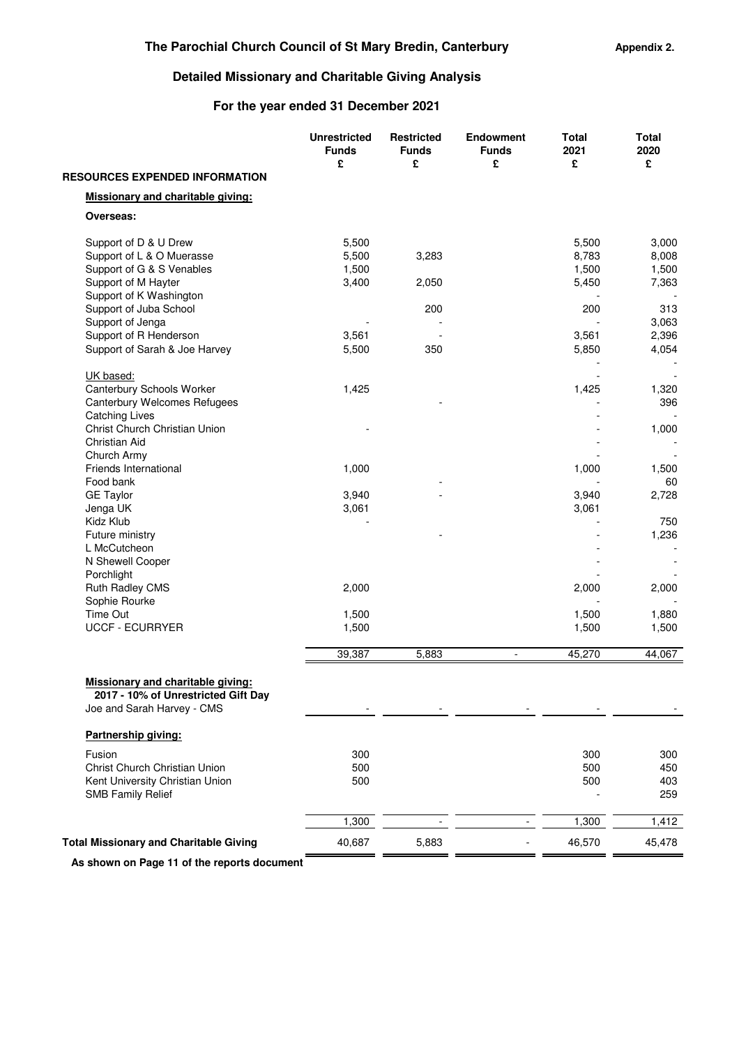# The Parochial Church Council of St Mary Bredin, Canterbury

**Appendix 2.**

## Detailed Missionary and Charitable Giving Analysis

### For the year ended 31 December 2021

| | Unrestricted Funds £ | Restricted Funds £ | Endowment Funds £ | Total 2021 £ | Total 2020 £ |
|---|---|---|---|---|---|
| **RESOURCES EXPENDED INFORMATION** | | | | | |
| **Missionary and charitable giving:** | | | | | |
| **Overseas:** | | | | | |
| Support of D & U Drew | 5,500 | | | 5,500 | 3,000 |
| Support of L & O Muerasse | 5,500 | 3,283 | | 8,783 | 8,008 |
| Support of G & S Venables | 1,500 | | | 1,500 | 1,500 |
| Support of M Hayter | 3,400 | 2,050 | | 5,450 | 7,363 |
| Support of K Washington | | | | - | - |
| Support of Juba School | | 200 | | 200 | 313 |
| Support of Jenga | - | - | | - | 3,063 |
| Support of R Henderson | 3,561 | - | | 3,561 | 2,396 |
| Support of Sarah & Joe Harvey | 5,500 | 350 | | 5,850 | 4,054 |
| | | | | - | - |
| UK based: | | | | - | - |
| Canterbury Schools Worker | 1,425 | | | 1,425 | 1,320 |
| Canterbury Welcomes Refugees | | - | | - | 396 |
| Catching Lives | | | | - | - |
| Christ Church Christian Union | - | | | - | 1,000 |
| Christian Aid | | | | - | - |
| Church Army | | | | - | - |
| Friends International | 1,000 | | | 1,000 | 1,500 |
| Food bank | | - | | - | 60 |
| GE Taylor | 3,940 | - | | 3,940 | 2,728 |
| Jenga UK | 3,061 | | | 3,061 | |
| Kidz Klub | - | | | - | 750 |
| Future ministry | | - | | - | 1,236 |
| L McCutcheon | | | | - | - |
| N Shewell Cooper | | | | - | - |
| Porchlight | | | | - | - |
| Ruth Radley CMS | 2,000 | | | 2,000 | 2,000 |
| Sophie Rourke | | | | - | - |
| Time Out | 1,500 | | | 1,500 | 1,880 |
| UCCF - ECURRYER | 1,500 | | | 1,500 | 1,500 |
| | 39,387 | 5,883 | - | 45,270 | 44,067 |
| **Missionary and charitable giving:** **2017 - 10% of Unrestricted Gift Day** | | | | | |
| Joe and Sarah Harvey - CMS | - | - | - | - | - |
| **Partnership giving:** | | | | | |
| Fusion | 300 | | | 300 | 300 |
| Christ Church Christian Union | 500 | | | 500 | 450 |
| Kent University Christian Union | 500 | | | 500 | 403 |
| SMB Family Relief | | | | - | 259 |
| | 1,300 | - | - | 1,300 | 1,412 |
| **Total Missionary and Charitable Giving** | 40,687 | 5,883 | - | 46,570 | 45,478 |

**As shown on Page 11 of the reports document**